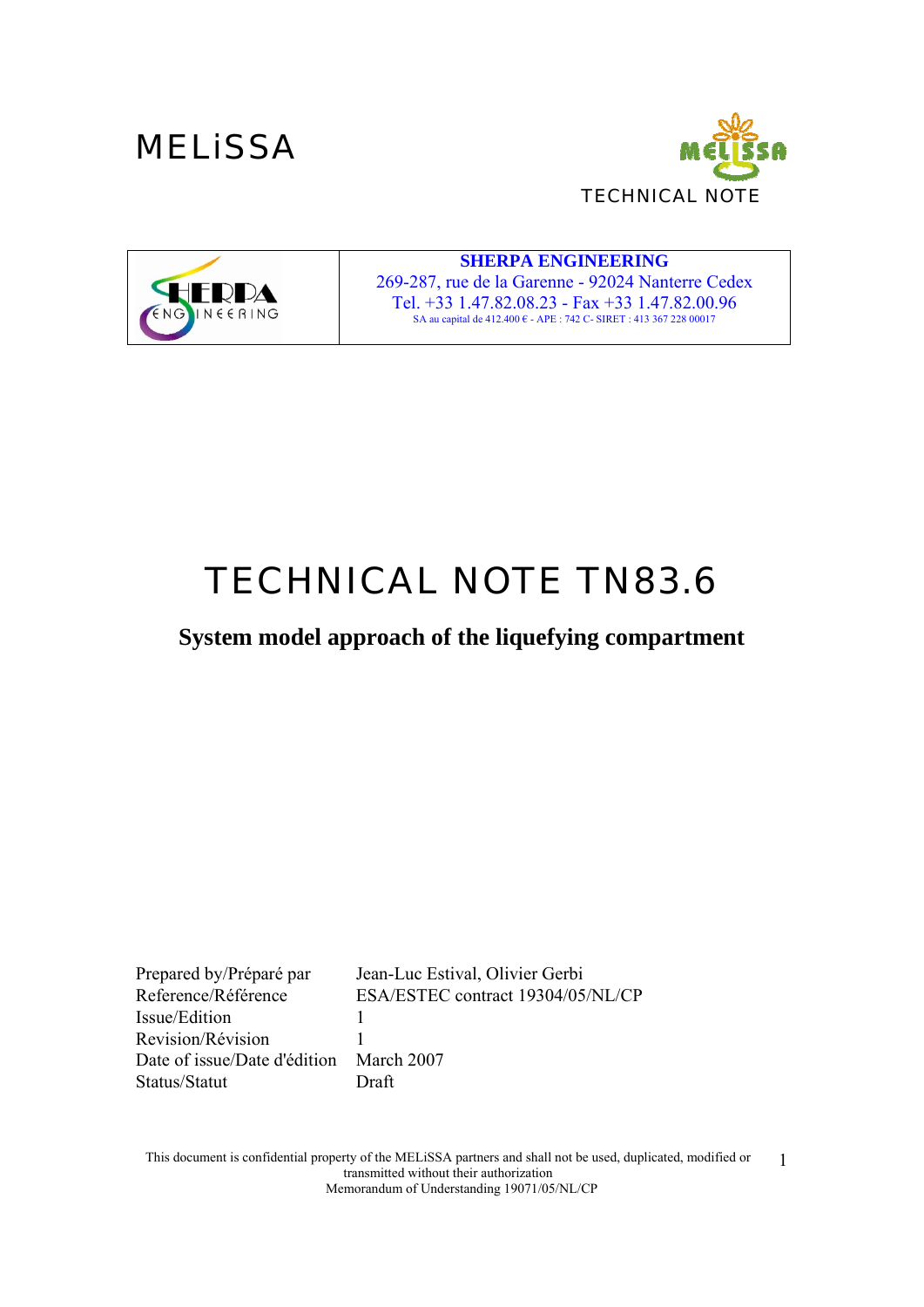MELiSSA

TECHNICAL NOTE

| | SHERPA ENGINEERING<br>269-287, rue de la Garenne - 92024 Nanterre Cedex<br>Tel. +33 1.47.82.08.23 - Fax +33 1.47.82.00.96<br>SA au capital de 412.400 € - APE : 742 C- SIRET : 413 367 228 00017 |
|---|---|

# TECHNICAL NOTE TN83.6

## System model approach of the liquefying compartment

| | |
|---|---|
| Prepared by/Préparé par | Jean-Luc Estival, Olivier Gerbi |
| Reference/Référence | ESA/ESTEC contract 19304/05/NL/CP |
| Issue/Edition | 1 |
| Revision/Révision | 1 |
| Date of issue/Date d'édition | March 2007 |
| Status/Statut | Draft |

This document is confidential property of the MELiSSA partners and shall not be used, duplicated, modified or transmitted without their authorization
Memorandum of Understanding 19071/05/NL/CP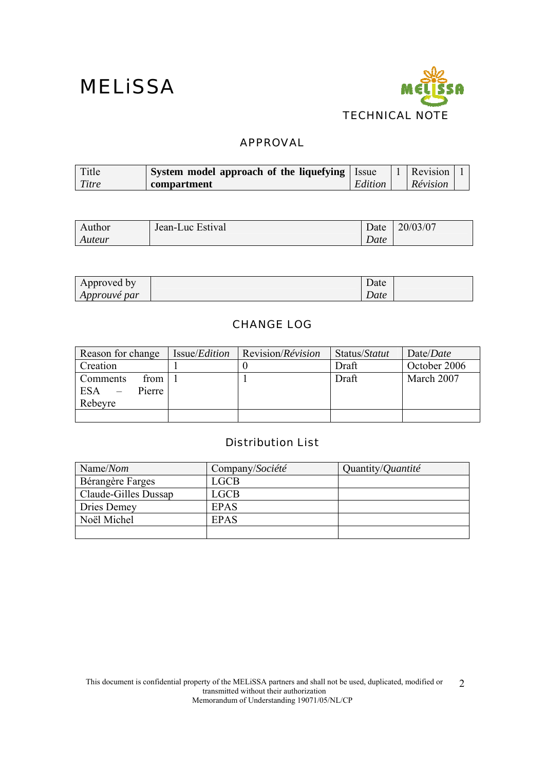# MELiSSA

TECHNICAL NOTE

## APPROVAL

| Title *Titre* | **System model approach of the liquefying compartment** | Issue *Edition* | 1 | Revision *Révision* | 1 |
|---|---|---|---|---|---|

| Author *Auteur* | Jean-Luc Estival | Date *Date* | 20/03/07 |
|---|---|---|---|

| Approved by *Approuvé par* | | Date *Date* | |
|---|---|---|---|

## CHANGE LOG

| Reason for change | Issue/*Edition* | Revision/*Révision* | Status/*Statut* | Date/*Date* |
|---|---|---|---|---|
| Creation | 1 | 0 | Draft | October 2006 |
| Comments from ESA – Pierre Rebeyre | 1 | 1 | Draft | March 2007 |
| | | | | |

## Distribution List

| Name/*Nom* | Company/*Société* | Quantity/*Quantité* |
|---|---|---|
| Bérangère Farges | LGCB | |
| Claude-Gilles Dussap | LGCB | |
| Dries Demey | EPAS | |
| Noël Michel | EPAS | |
| | | |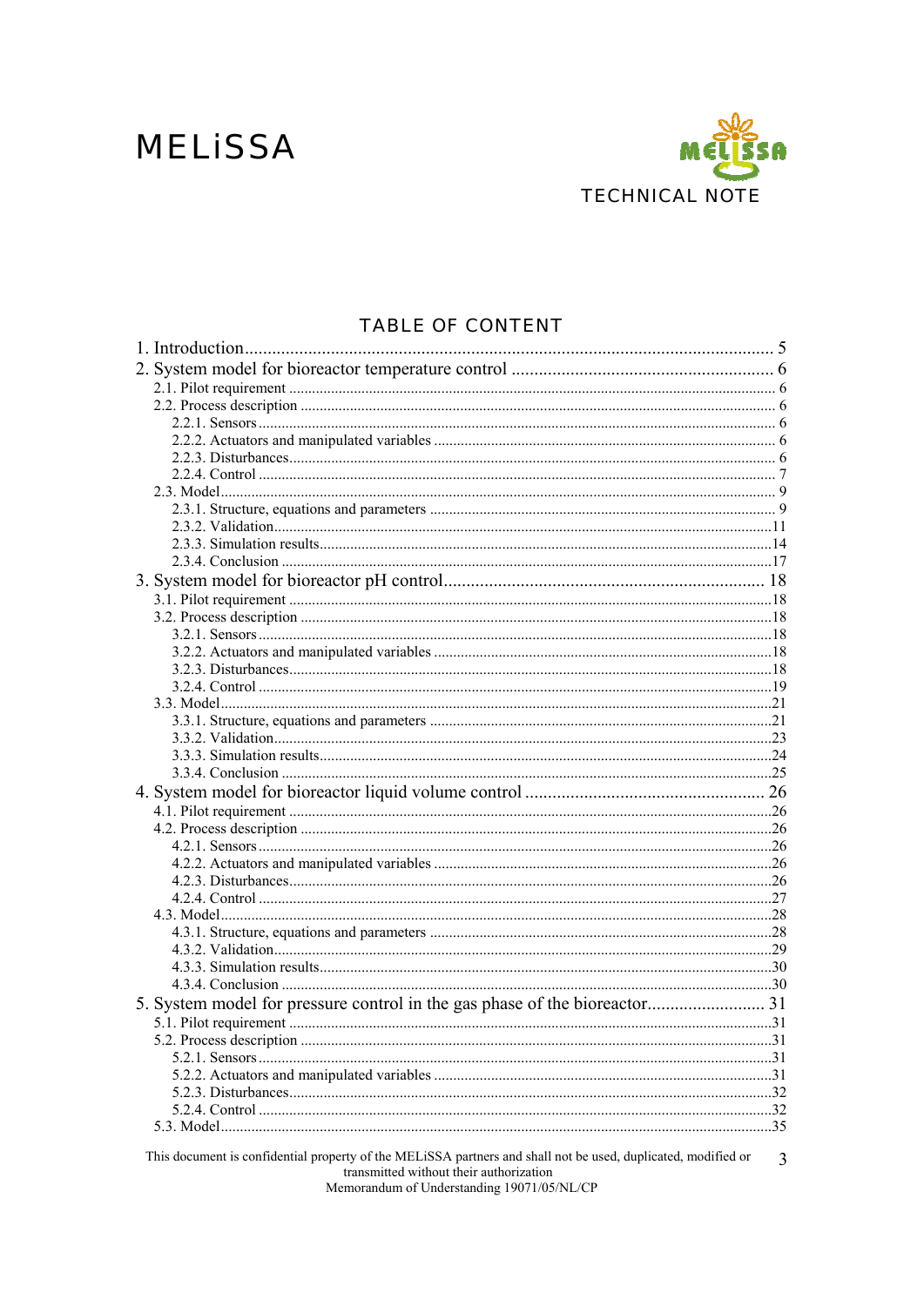MELiSSA

TECHNICAL NOTE

# TABLE OF CONTENT

1. Introduction .......... 5
2. System model for bioreactor temperature control .......... 6
   - 2.1. Pilot requirement .......... 6
   - 2.2. Process description .......... 6
     - 2.2.1. Sensors .......... 6
     - 2.2.2. Actuators and manipulated variables .......... 6
     - 2.2.3. Disturbances .......... 6
     - 2.2.4. Control .......... 7
   - 2.3. Model .......... 9
     - 2.3.1. Structure, equations and parameters .......... 9
     - 2.3.2. Validation .......... 11
     - 2.3.3. Simulation results .......... 14
     - 2.3.4. Conclusion .......... 17
3. System model for bioreactor pH control .......... 18
   - 3.1. Pilot requirement .......... 18
   - 3.2. Process description .......... 18
     - 3.2.1. Sensors .......... 18
     - 3.2.2. Actuators and manipulated variables .......... 18
     - 3.2.3. Disturbances .......... 18
     - 3.2.4. Control .......... 19
   - 3.3. Model .......... 21
     - 3.3.1. Structure, equations and parameters .......... 21
     - 3.3.2. Validation .......... 23
     - 3.3.3. Simulation results .......... 24
     - 3.3.4. Conclusion .......... 25
4. System model for bioreactor liquid volume control .......... 26
   - 4.1. Pilot requirement .......... 26
   - 4.2. Process description .......... 26
     - 4.2.1. Sensors .......... 26
     - 4.2.2. Actuators and manipulated variables .......... 26
     - 4.2.3. Disturbances .......... 26
     - 4.2.4. Control .......... 27
   - 4.3. Model .......... 28
     - 4.3.1. Structure, equations and parameters .......... 28
     - 4.3.2. Validation .......... 29
     - 4.3.3. Simulation results .......... 30
     - 4.3.4. Conclusion .......... 30
5. System model for pressure control in the gas phase of the bioreactor .......... 31
   - 5.1. Pilot requirement .......... 31
   - 5.2. Process description .......... 31
     - 5.2.1. Sensors .......... 31
     - 5.2.2. Actuators and manipulated variables .......... 31
     - 5.2.3. Disturbances .......... 32
     - 5.2.4. Control .......... 32
   - 5.3. Model .......... 35

This document is confidential property of the MELiSSA partners and shall not be used, duplicated, modified or transmitted without their authorization
Memorandum of Understanding 19071/05/NL/CP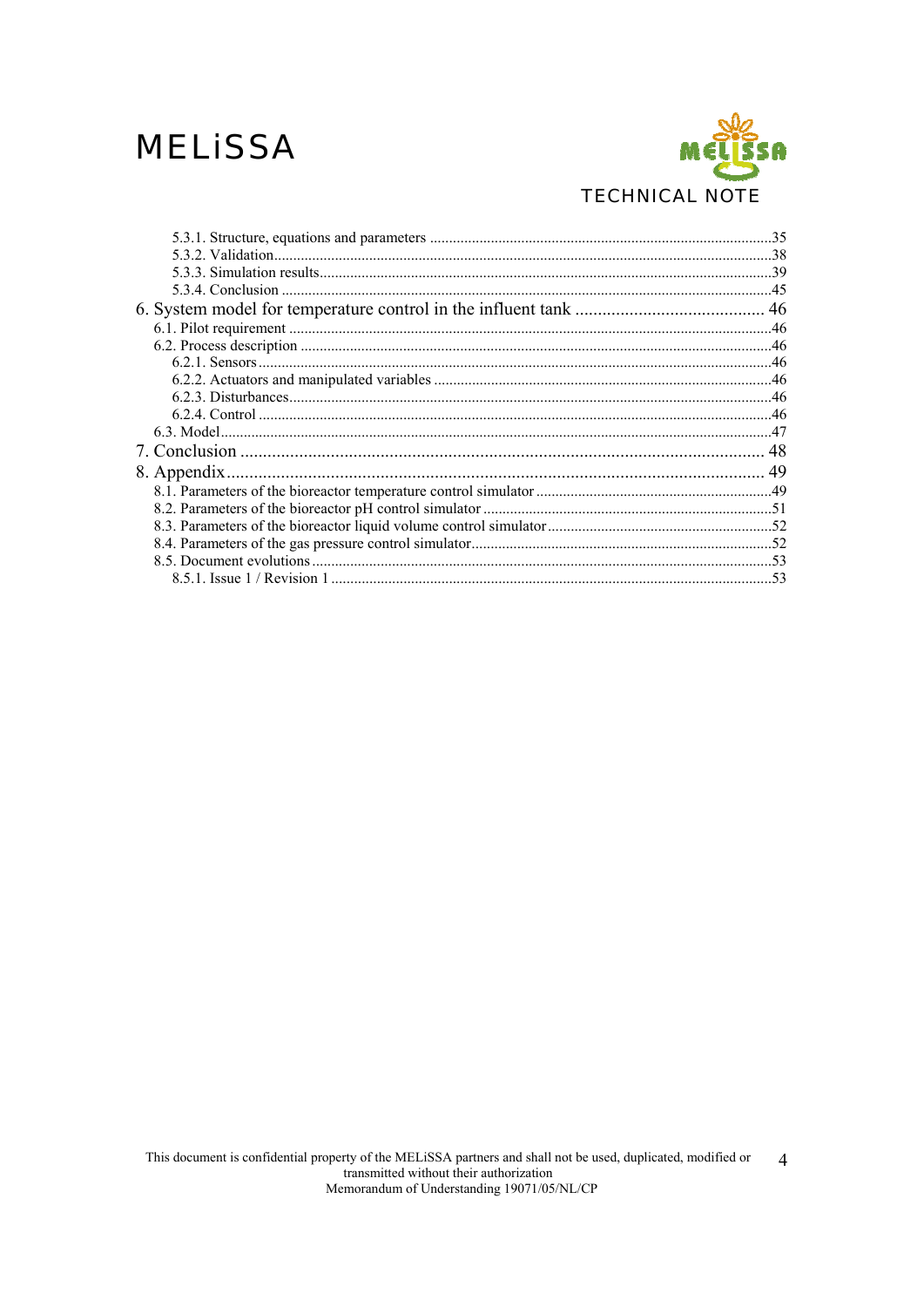5.3.1. Structure, equations and parameters ......................................................................................35
5.3.2. Validation.....................................................................................................................................38
5.3.3. Simulation results.........................................................................................................................39
5.3.4. Conclusion ...................................................................................................................................45

6. System model for temperature control in the influent tank .......................................... 46

6.1. Pilot requirement ...............................................................................................................................46
6.2. Process description ............................................................................................................................46
6.2.1. Sensors..........................................................................................................................................46
6.2.2. Actuators and manipulated variables ...........................................................................................46
6.2.3. Disturbances..................................................................................................................................46
6.2.4. Control ..........................................................................................................................................46
6.3. Model..................................................................................................................................................47

7. Conclusion ..................................................................................................................... 48

8. Appendix......................................................................................................................... 49

8.1. Parameters of the bioreactor temperature control simulator ..............................................................49
8.2. Parameters of the bioreactor pH control simulator ............................................................................51
8.3. Parameters of the bioreactor liquid volume control simulator............................................................52
8.4. Parameters of the gas pressure control simulator................................................................................52
8.5. Document evolutions ..........................................................................................................................53
8.5.1. Issue 1 / Revision 1 .......................................................................................................................53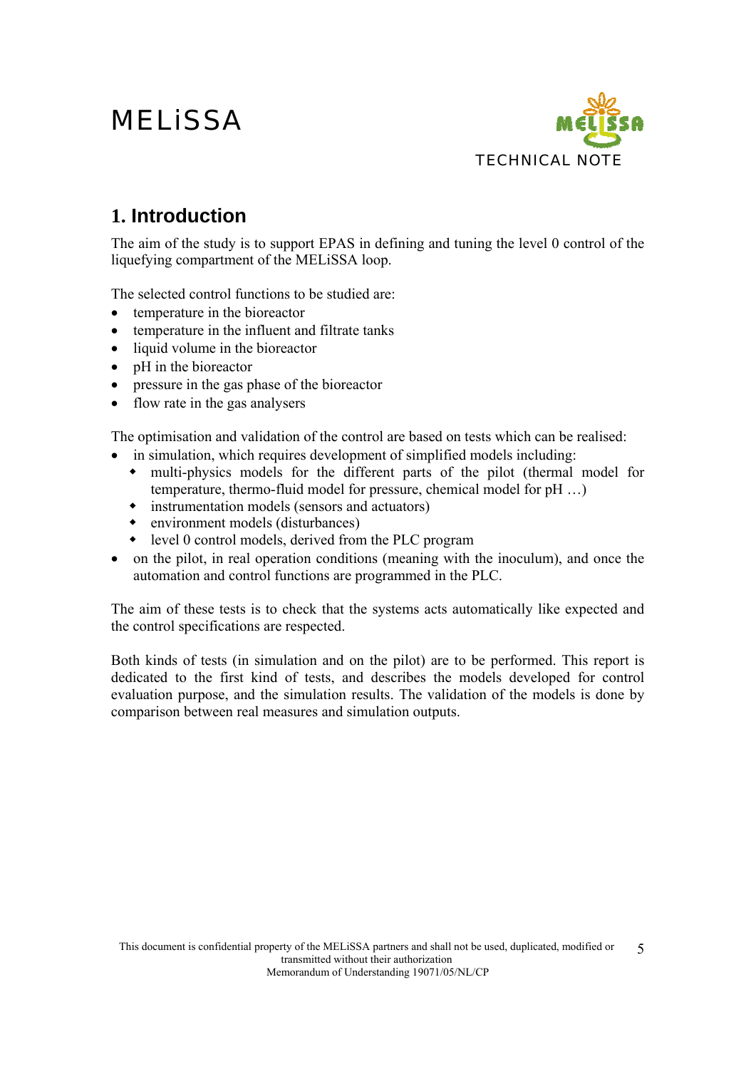# 1. Introduction

The aim of the study is to support EPAS in defining and tuning the level 0 control of the liquefying compartment of the MELiSSA loop.

The selected control functions to be studied are:

- temperature in the bioreactor
- temperature in the influent and filtrate tanks
- liquid volume in the bioreactor
- pH in the bioreactor
- pressure in the gas phase of the bioreactor
- flow rate in the gas analysers

The optimisation and validation of the control are based on tests which can be realised:

- in simulation, which requires development of simplified models including:
  - multi-physics models for the different parts of the pilot (thermal model for temperature, thermo-fluid model for pressure, chemical model for pH …)
  - instrumentation models (sensors and actuators)
  - environment models (disturbances)
  - level 0 control models, derived from the PLC program
- on the pilot, in real operation conditions (meaning with the inoculum), and once the automation and control functions are programmed in the PLC.

The aim of these tests is to check that the systems acts automatically like expected and the control specifications are respected.

Both kinds of tests (in simulation and on the pilot) are to be performed. This report is dedicated to the first kind of tests, and describes the models developed for control evaluation purpose, and the simulation results. The validation of the models is done by comparison between real measures and simulation outputs.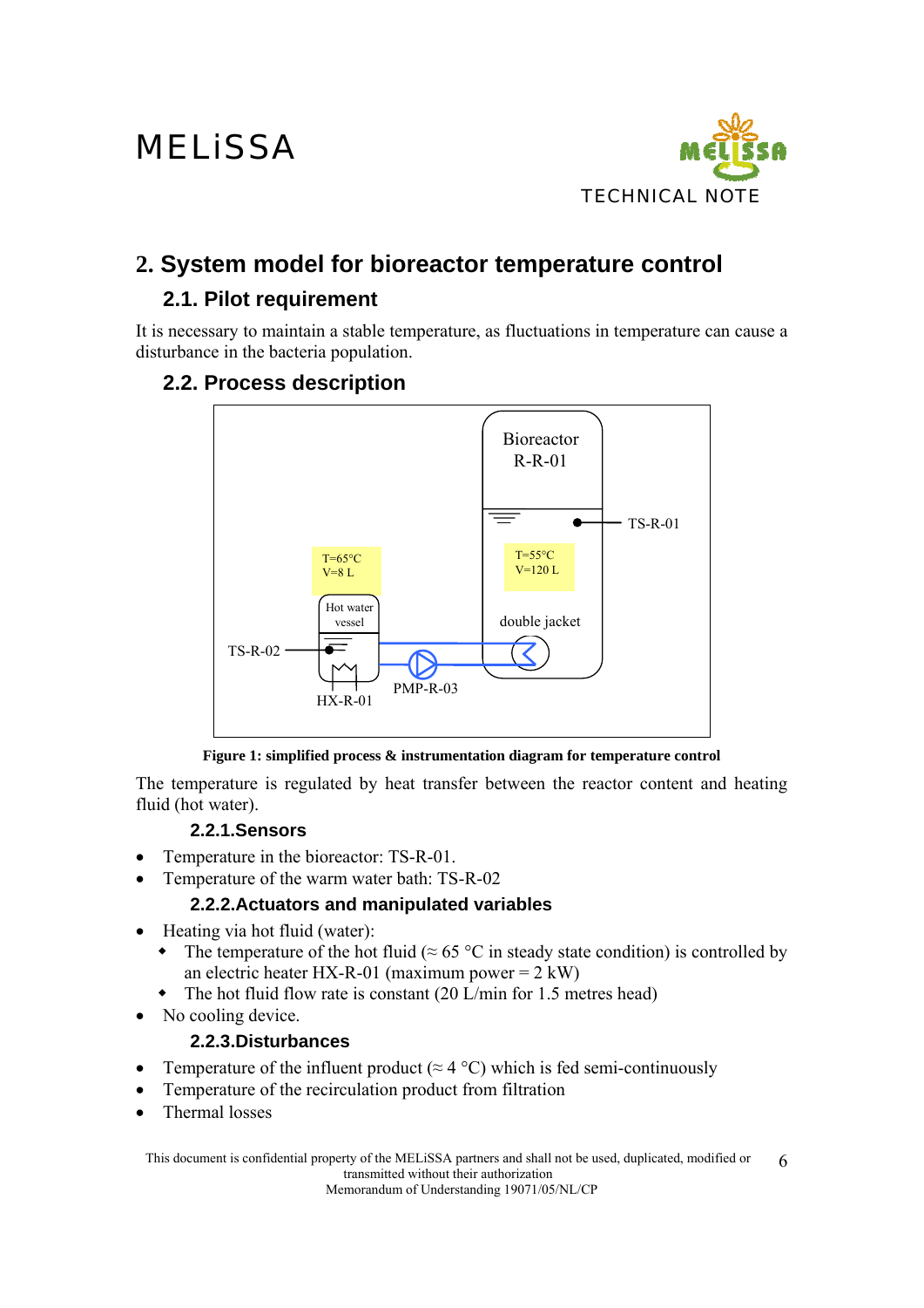## 2. System model for bioreactor temperature control

### 2.1. Pilot requirement

It is necessary to maintain a stable temperature, as fluctuations in temperature can cause a disturbance in the bacteria population.

### 2.2. Process description

**Figure 1: simplified process & instrumentation diagram for temperature control**

The temperature is regulated by heat transfer between the reactor content and heating fluid (hot water).

#### 2.2.1. Sensors

- Temperature in the bioreactor: TS-R-01.
- Temperature of the warm water bath: TS-R-02

#### 2.2.2. Actuators and manipulated variables

- Heating via hot fluid (water):
  - The temperature of the hot fluid (≈ 65 °C in steady state condition) is controlled by an electric heater HX-R-01 (maximum power = 2 kW)
  - The hot fluid flow rate is constant (20 L/min for 1.5 metres head)
- No cooling device.

#### 2.2.3. Disturbances

- Temperature of the influent product (≈ 4 °C) which is fed semi-continuously
- Temperature of the recirculation product from filtration
- Thermal losses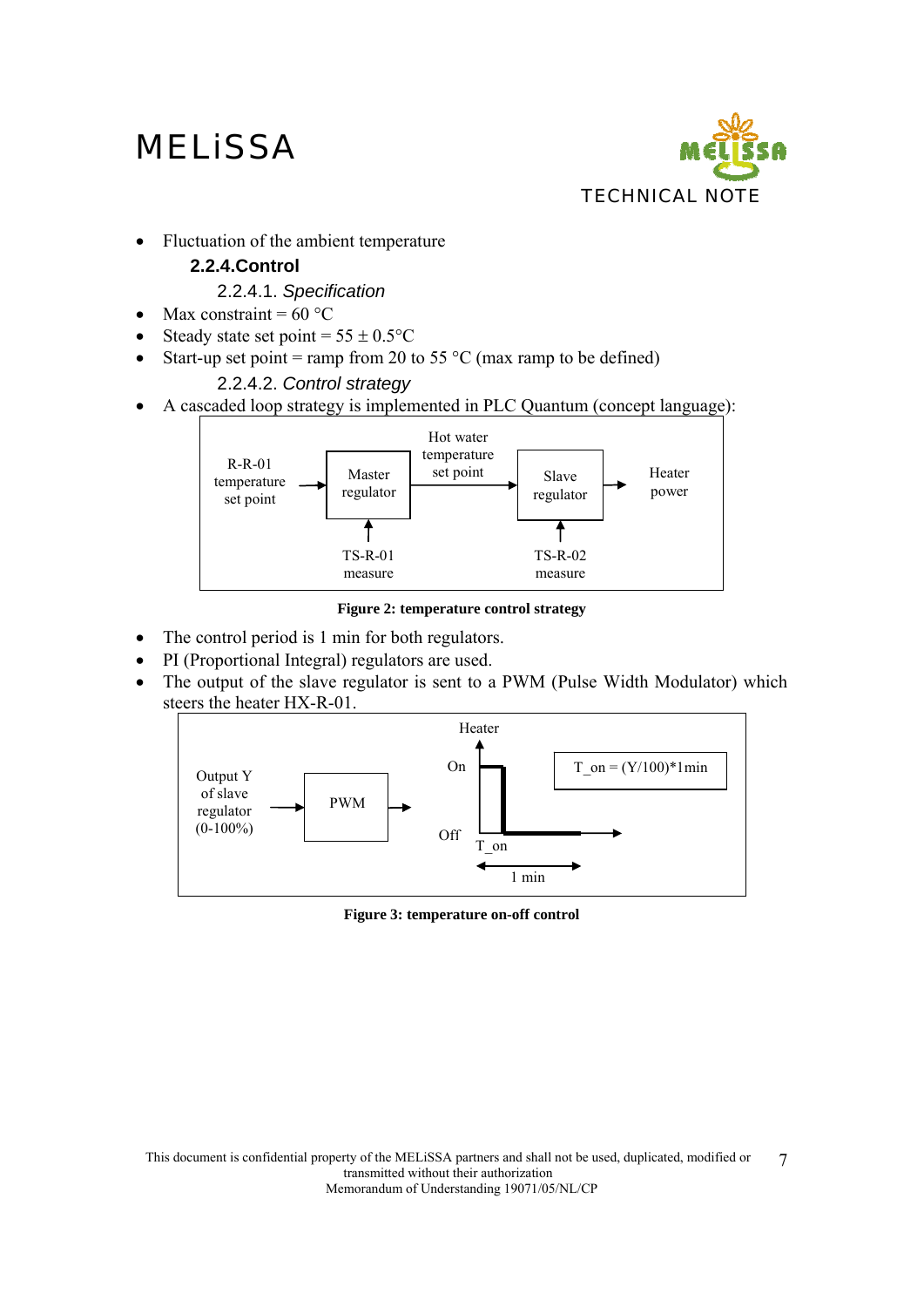- Fluctuation of the ambient temperature

### 2.2.4. Control

#### 2.2.4.1. *Specification*

- Max constraint = 60 °C
- Steady state set point = 55 ± 0.5°C
- Start-up set point = ramp from 20 to 55 °C (max ramp to be defined)

#### 2.2.4.2. *Control strategy*

- A cascaded loop strategy is implemented in PLC Quantum (concept language):

R-R-01 temperature set point → Master regulator → Hot water temperature set point → Slave regulator → Heater power

TS-R-01 measure → Master regulator; TS-R-02 measure → Slave regulator

**Figure 2: temperature control strategy**

- The control period is 1 min for both regulators.
- PI (Proportional Integral) regulators are used.
- The output of the slave regulator is sent to a PWM (Pulse Width Modulator) which steers the heater HX-R-01.

Output Y of slave regulator (0-100%) → PWM → Heater (On / Off, T_on, 1 min)

T_on = (Y/100)*1min

**Figure 3: temperature on-off control**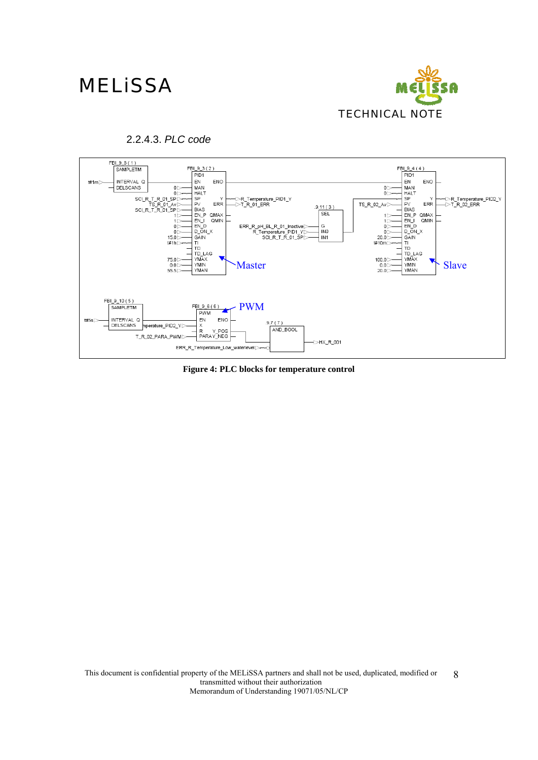#### 2.2.4.3. *PLC code*

**Figure 4: PLC blocks for temperature control**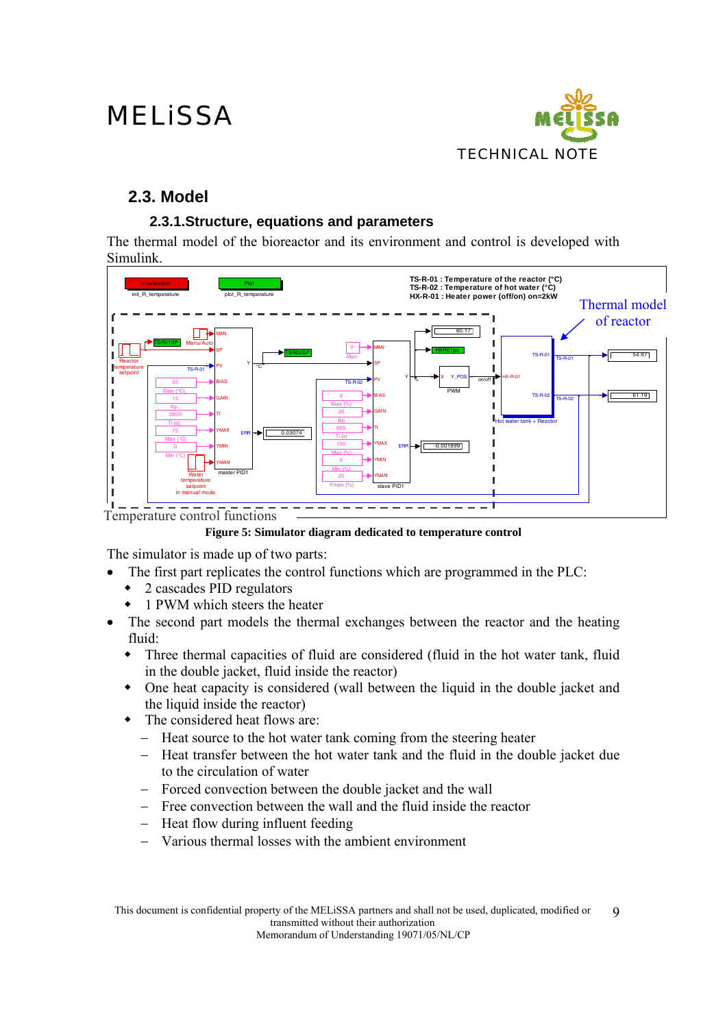## 2.3. Model

### 2.3.1. Structure, equations and parameters

The thermal model of the bioreactor and its environment and control is developed with Simulink.

**Figure 5: Simulator diagram dedicated to temperature control**

The simulator is made up of two parts:

- The first part replicates the control functions which are programmed in the PLC:
  - 2 cascades PID regulators
  - 1 PWM which steers the heater
- The second part models the thermal exchanges between the reactor and the heating fluid:
  - Three thermal capacities of fluid are considered (fluid in the hot water tank, fluid in the double jacket, fluid inside the reactor)
  - One heat capacity is considered (wall between the liquid in the double jacket and the liquid inside the reactor)
  - The considered heat flows are:
    - Heat source to the hot water tank coming from the steering heater
    - Heat transfer between the hot water tank and the fluid in the double jacket due to the circulation of water
    - Forced convection between the double jacket and the wall
    - Free convection between the wall and the fluid inside the reactor
    - Heat flow during influent feeding
    - Various thermal losses with the ambient environment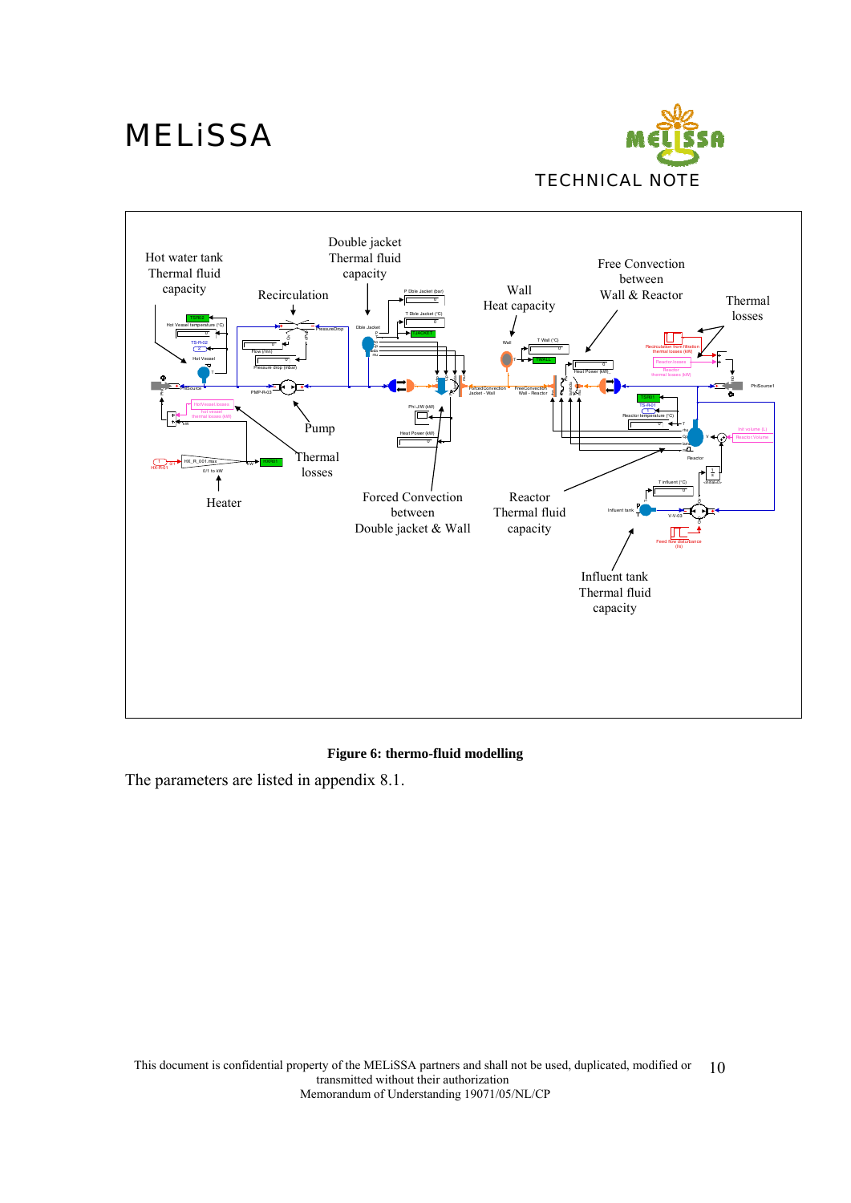**Figure 6: thermo-fluid modelling**

The parameters are listed in appendix 8.1.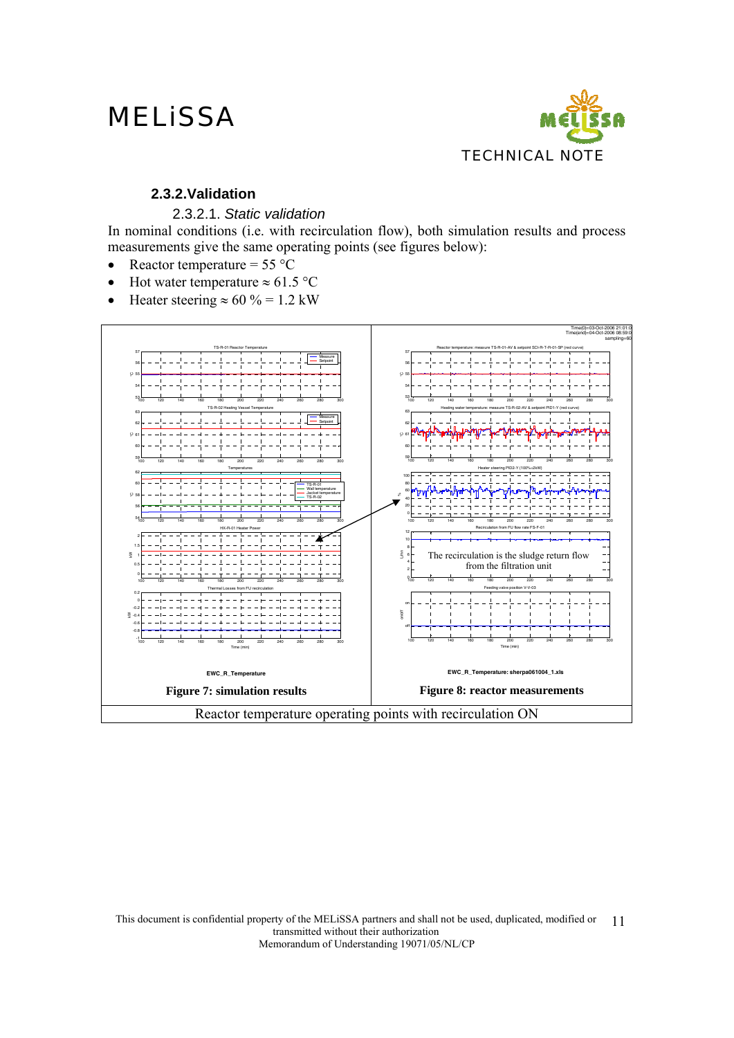### 2.3.2. Validation

#### 2.3.2.1. *Static validation*

In nominal conditions (i.e. with recirculation flow), both simulation results and process measurements give the same operating points (see figures below):

- Reactor temperature = 55 °C
- Hot water temperature ≈ 61.5 °C
- Heater steering ≈ 60 % = 1.2 kW

The recirculation is the sludge return flow from the filtration unit

| Figure 7: simulation results | Figure 8: reactor measurements |
|---|---|
| Reactor temperature operating points with recirculation ON | |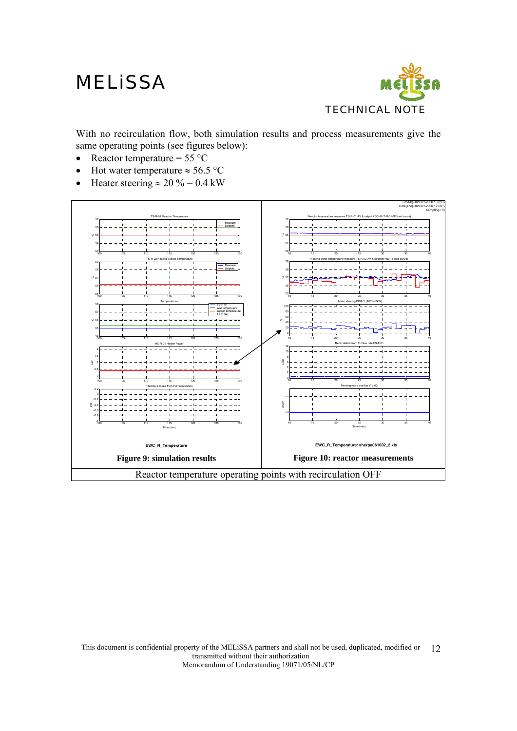With no recirculation flow, both simulation results and process measurements give the same operating points (see figures below):

- Reactor temperature = 55 °C
- Hot water temperature ≈ 56.5 °C
- Heater steering ≈ 20 % = 0.4 kW

| Figure 9: simulation results | Figure 10: reactor measurements |
|---|---|
| EWC_R_Temperature | EWC_R_Temperature: sherpa061002_2.xls |

Reactor temperature operating points with recirculation OFF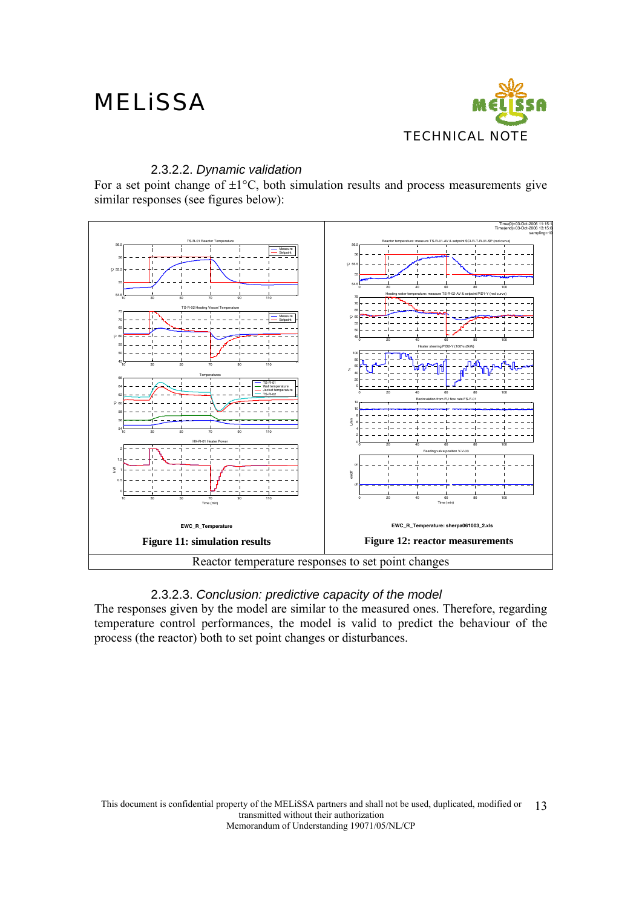### 2.3.2.2. *Dynamic validation*

For a set point change of ±1°C, both simulation results and process measurements give similar responses (see figures below):

| **Figure 11: simulation results** | **Figure 12: reactor measurements** |
|---|---|
| Reactor temperature responses to set point changes | |

### 2.3.2.3. *Conclusion: predictive capacity of the model*

The responses given by the model are similar to the measured ones. Therefore, regarding temperature control performances, the model is valid to predict the behaviour of the process (the reactor) both to set point changes or disturbances.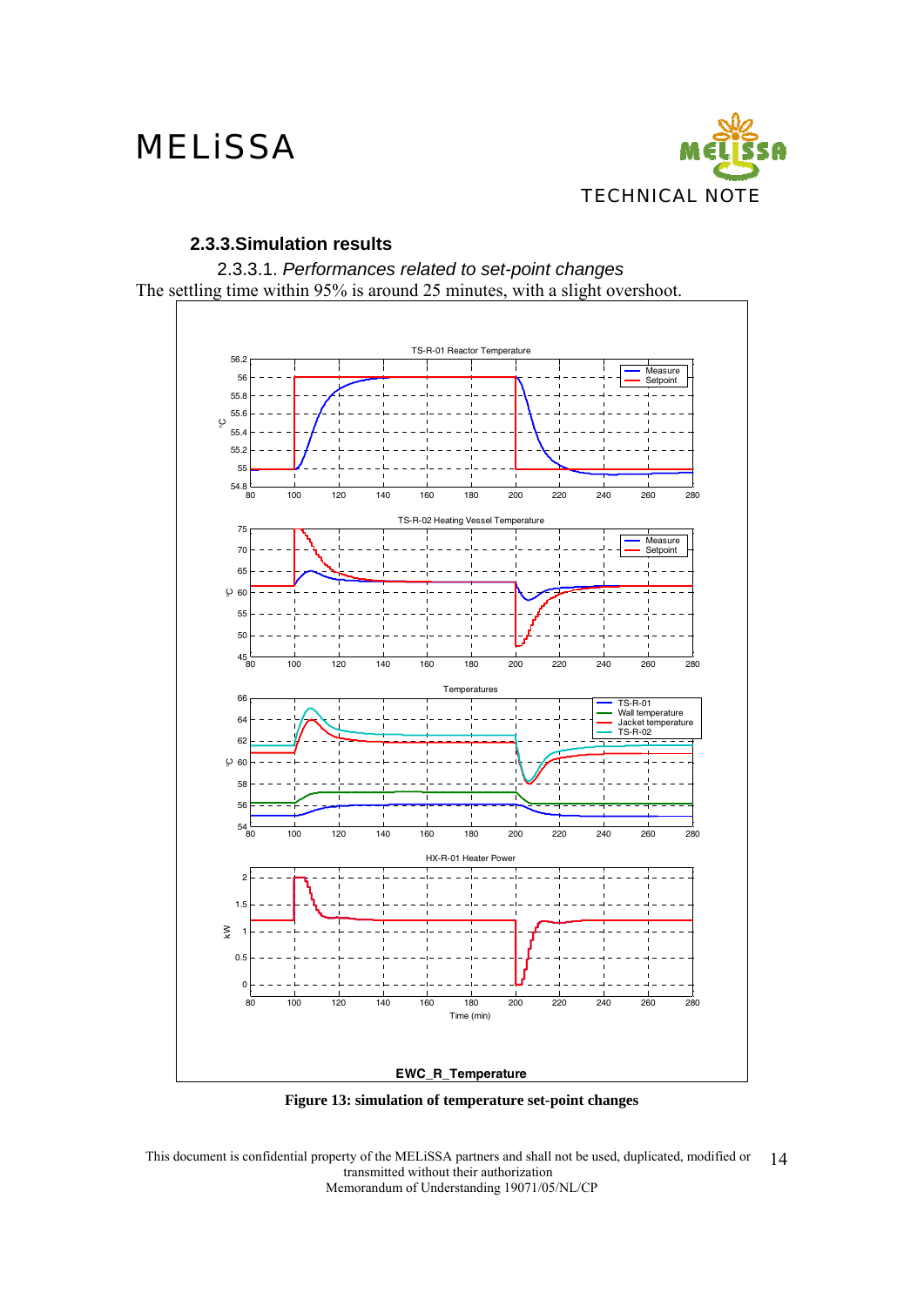### 2.3.3. Simulation results

#### 2.3.3.1. *Performances related to set-point changes*

The settling time within 95% is around 25 minutes, with a slight overshoot.

**Figure 13: simulation of temperature set-point changes**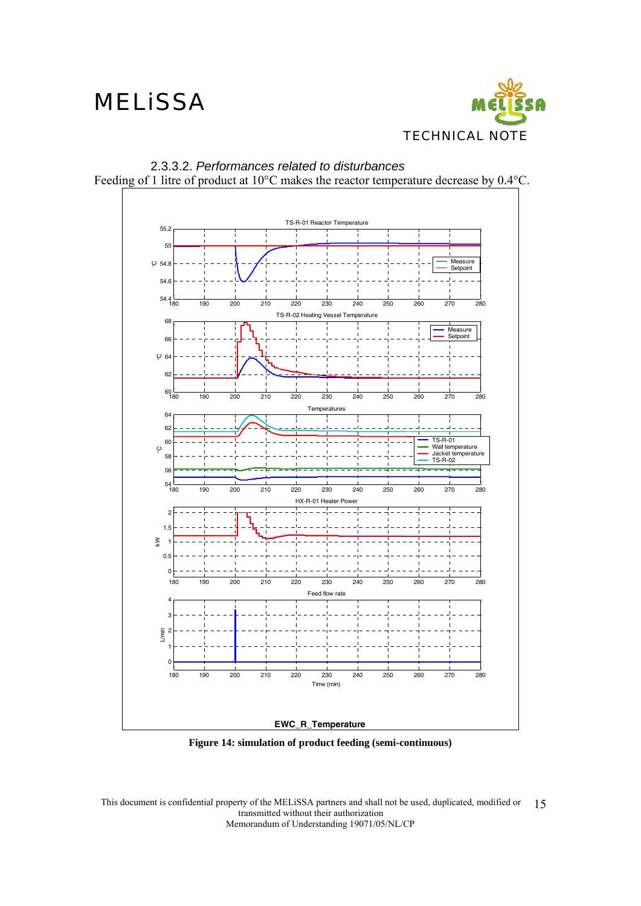### 2.3.3.2. *Performances related to disturbances*

Feeding of 1 litre of product at 10°C makes the reactor temperature decrease by 0.4°C.

**Figure 14: simulation of product feeding (semi-continuous)**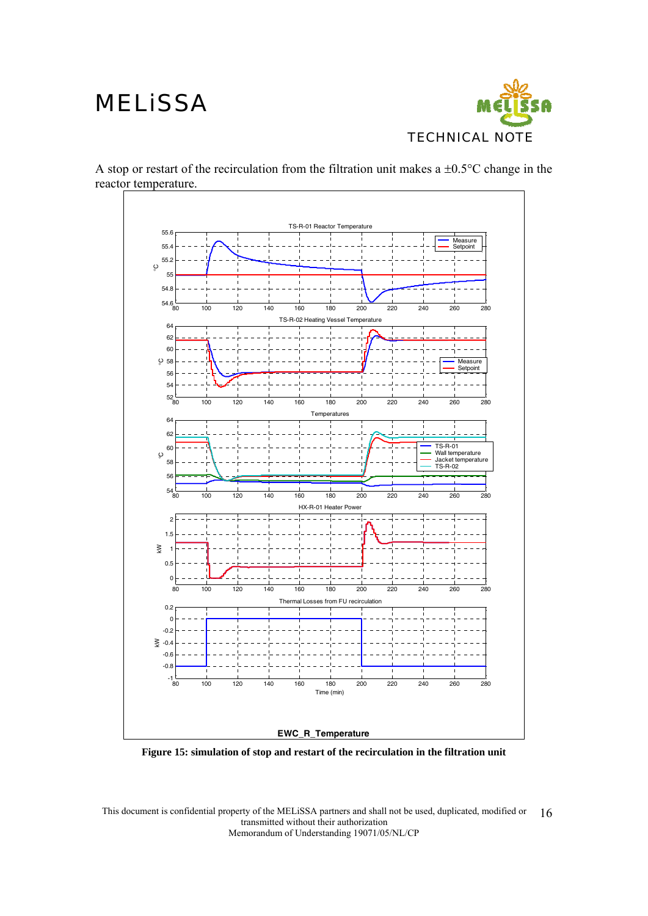A stop or restart of the recirculation from the filtration unit makes a ±0.5°C change in the reactor temperature.

**Figure 15: simulation of stop and restart of the recirculation in the filtration unit**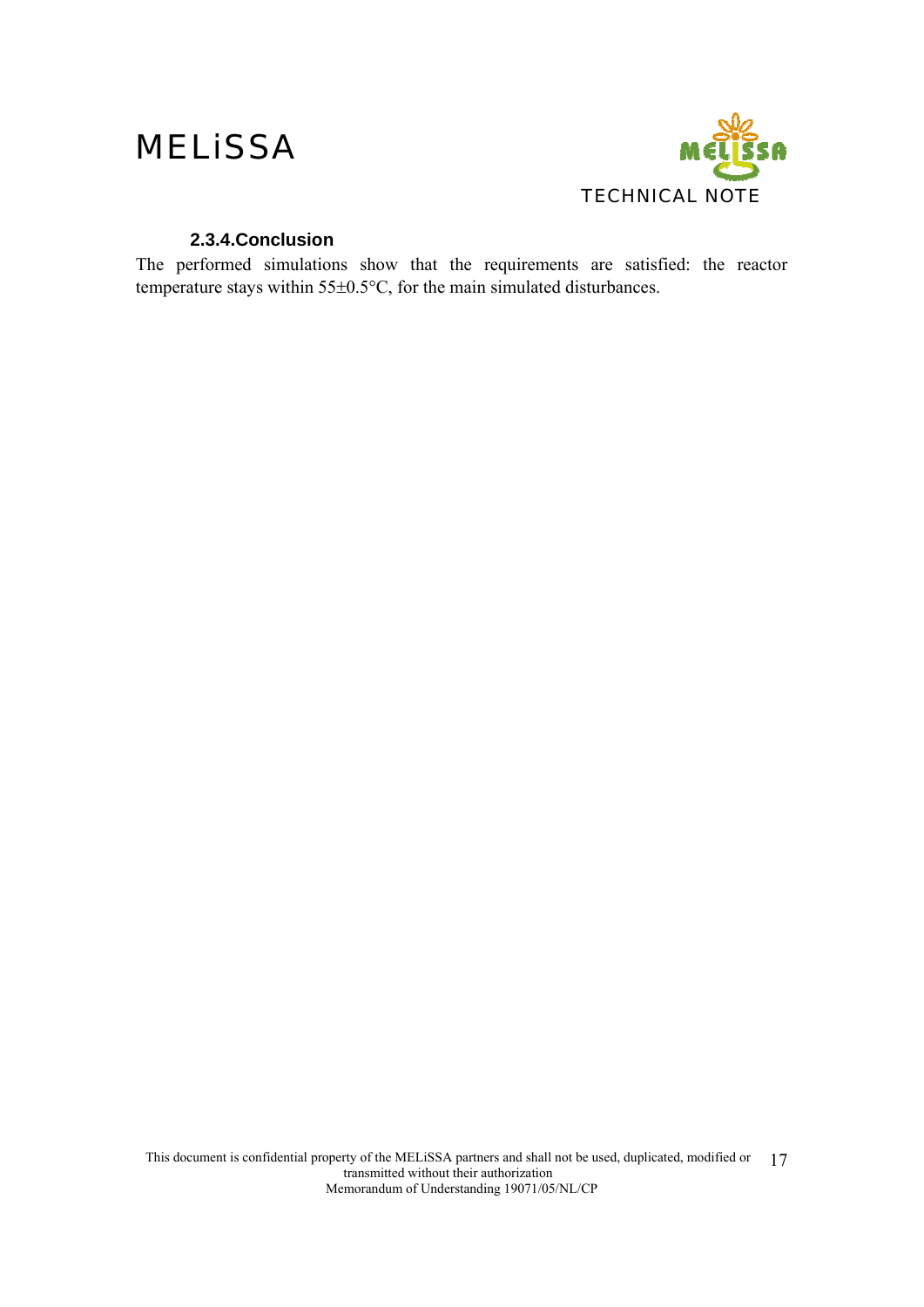### 2.3.4. Conclusion

The performed simulations show that the requirements are satisfied: the reactor temperature stays within 55±0.5°C, for the main simulated disturbances.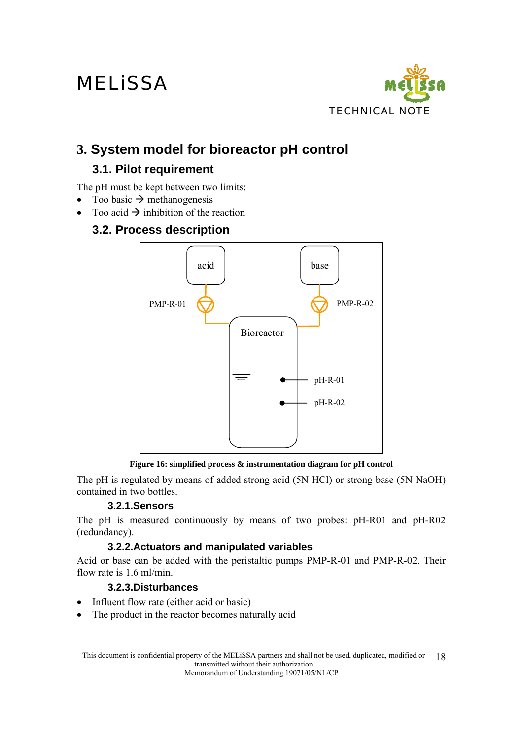## 3. System model for bioreactor pH control

### 3.1. Pilot requirement

The pH must be kept between two limits:

- Too basic → methanogenesis
- Too acid → inhibition of the reaction

### 3.2. Process description

**Figure 16: simplified process & instrumentation diagram for pH control**

The pH is regulated by means of added strong acid (5N HCl) or strong base (5N NaOH) contained in two bottles.

#### 3.2.1. Sensors

The pH is measured continuously by means of two probes: pH-R01 and pH-R02 (redundancy).

#### 3.2.2. Actuators and manipulated variables

Acid or base can be added with the peristaltic pumps PMP-R-01 and PMP-R-02. Their flow rate is 1.6 ml/min.

#### 3.2.3. Disturbances

- Influent flow rate (either acid or basic)
- The product in the reactor becomes naturally acid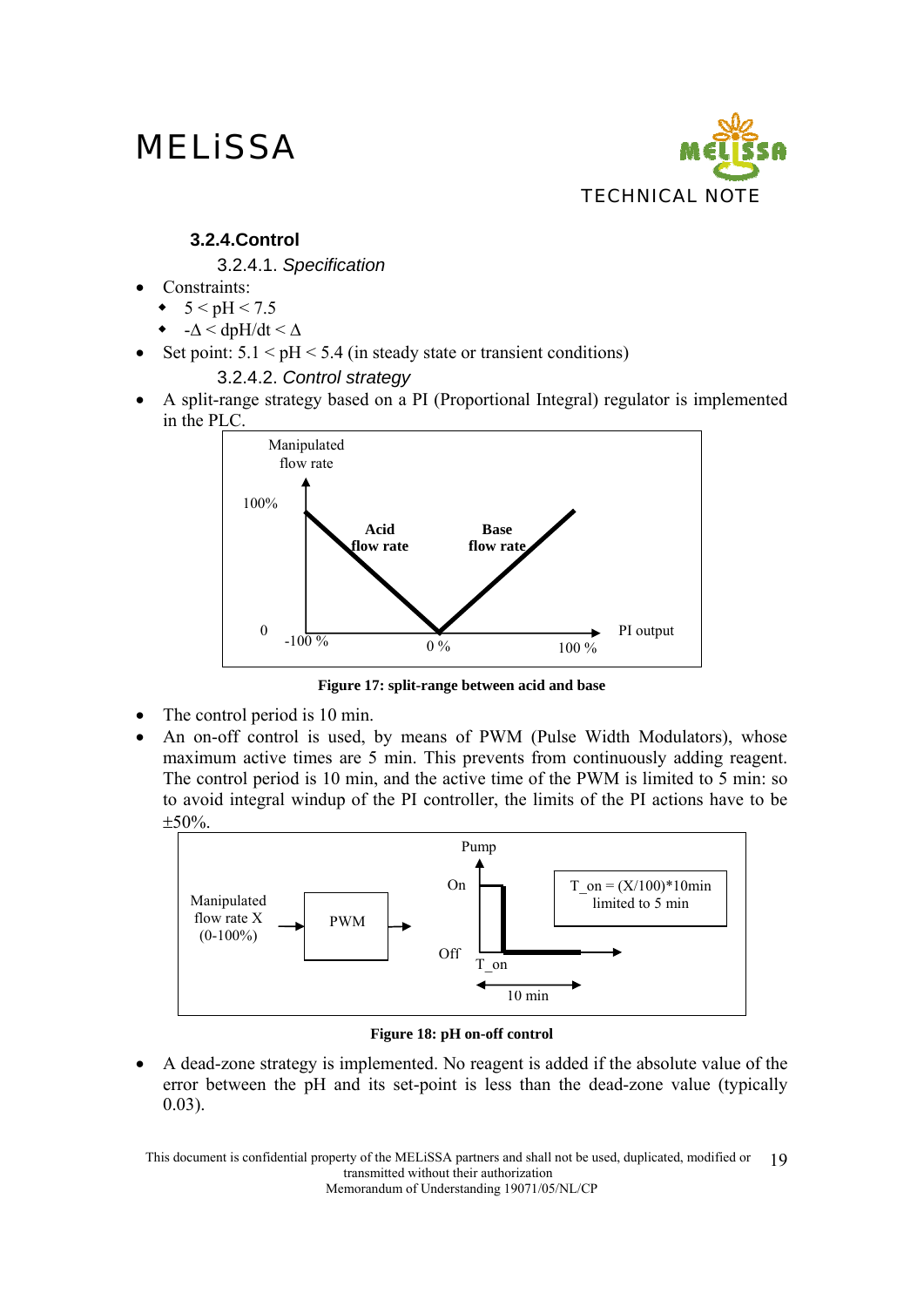### 3.2.4. Control

#### 3.2.4.1. *Specification*

- Constraints:
  - $5 < pH < 7.5$
  - $-\Delta < dpH/dt < \Delta$
- Set point: $5.1 < pH < 5.4$ (in steady state or transient conditions)

#### 3.2.4.2. *Control strategy*

- A split-range strategy based on a PI (Proportional Integral) regulator is implemented in the PLC.

**Figure 17: split-range between acid and base**

- The control period is 10 min.
- An on-off control is used, by means of PWM (Pulse Width Modulators), whose maximum active times are 5 min. This prevents from continuously adding reagent. The control period is 10 min, and the active time of the PWM is limited to 5 min: so to avoid integral windup of the PI controller, the limits of the PI actions have to be ±50%.

**Figure 18: pH on-off control**

- A dead-zone strategy is implemented. No reagent is added if the absolute value of the error between the pH and its set-point is less than the dead-zone value (typically 0.03).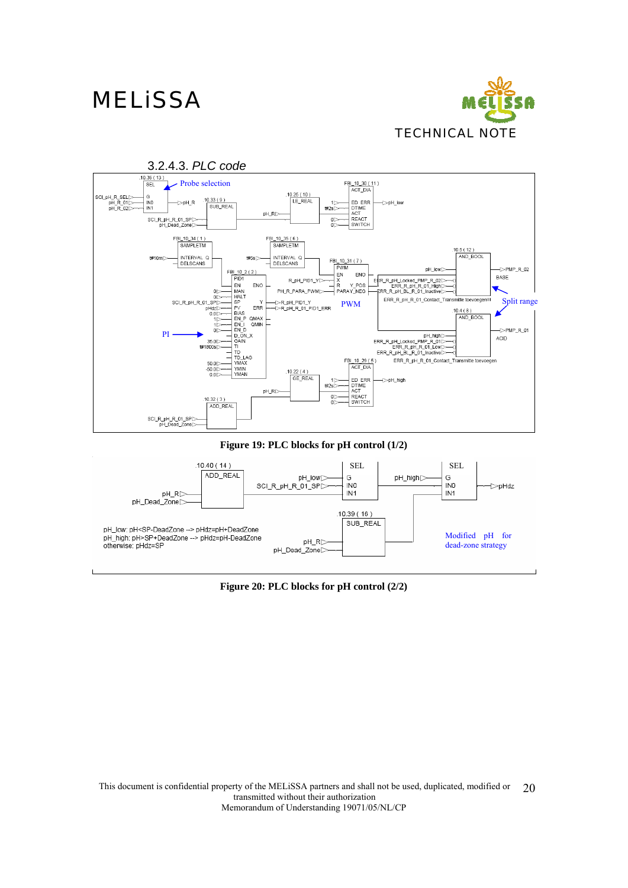### 3.2.4.3. *PLC code*

**Figure 19: PLC blocks for pH control (1/2)**

**Figure 20: PLC blocks for pH control (2/2)**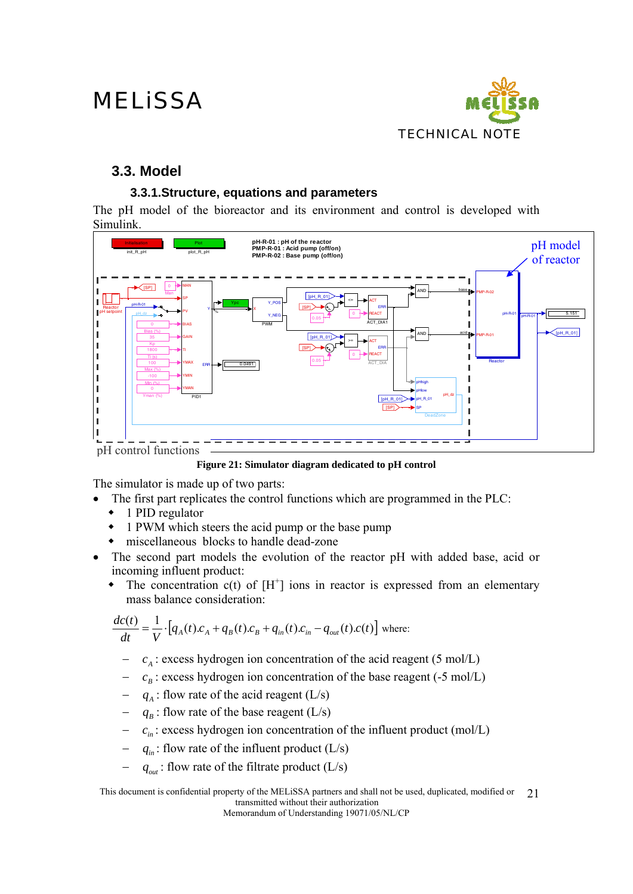### 3.3. Model

#### 3.3.1. Structure, equations and parameters

The pH model of the bioreactor and its environment and control is developed with Simulink.

**Figure 21: Simulator diagram dedicated to pH control**

The simulator is made up of two parts:

- The first part replicates the control functions which are programmed in the PLC:
  - 1 PID regulator
  - 1 PWM which steers the acid pump or the base pump
  - miscellaneous blocks to handle dead-zone
- The second part models the evolution of the reactor pH with added base, acid or incoming influent product:
  - The concentration c(t) of $[H^+]$ ions in reactor is expressed from an elementary mass balance consideration:

$$\frac{dc(t)}{dt} = \frac{1}{V} \cdot \left[ q_A(t).c_A + q_B(t).c_B + q_{in}(t).c_{in} - q_{out}(t).c(t) \right]$$ where:

- $c_A$ : excess hydrogen ion concentration of the acid reagent (5 mol/L)
- $c_B$ : excess hydrogen ion concentration of the base reagent (-5 mol/L)
- $q_A$ : flow rate of the acid reagent (L/s)
- $q_B$ : flow rate of the base reagent (L/s)
- $c_{in}$ : excess hydrogen ion concentration of the influent product (mol/L)
- $q_{in}$ : flow rate of the influent product (L/s)
- $q_{out}$ : flow rate of the filtrate product (L/s)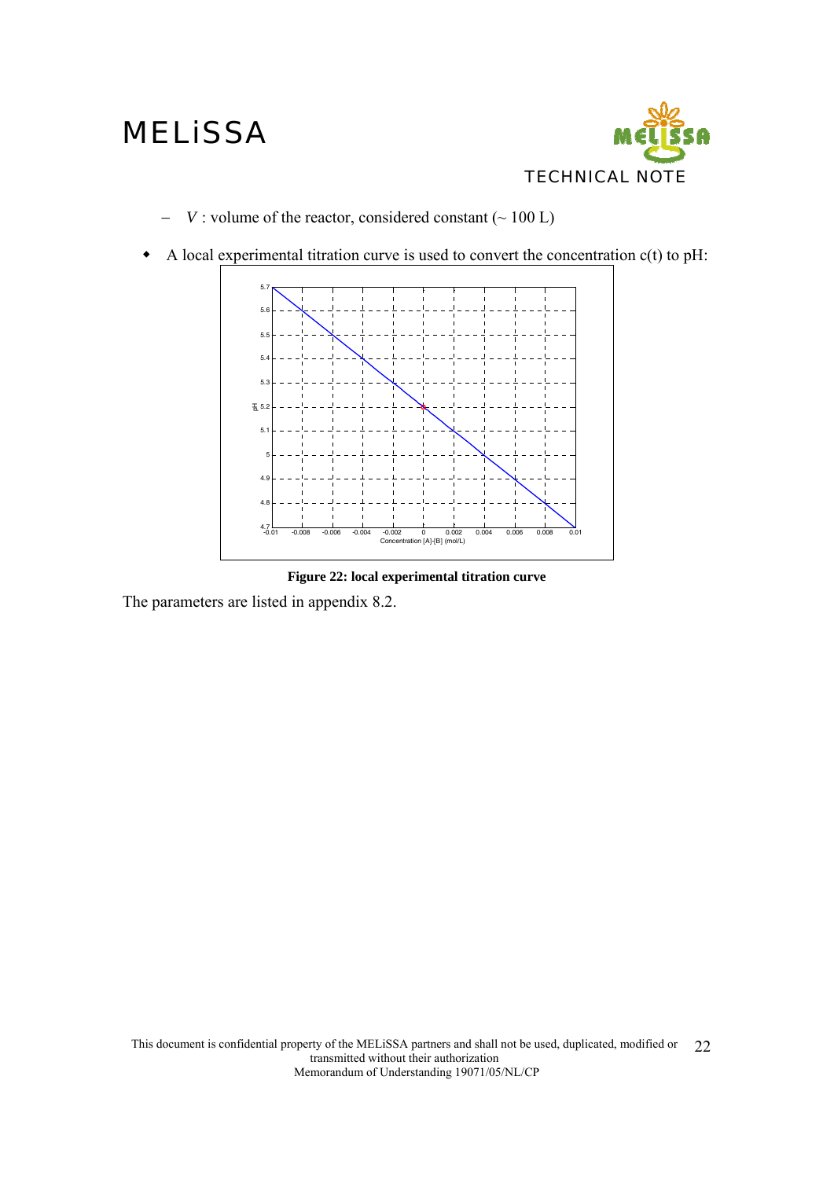- $V$ : volume of the reactor, considered constant (~ 100 L)

- A local experimental titration curve is used to convert the concentration c(t) to pH:

**Figure 22: local experimental titration curve**

The parameters are listed in appendix 8.2.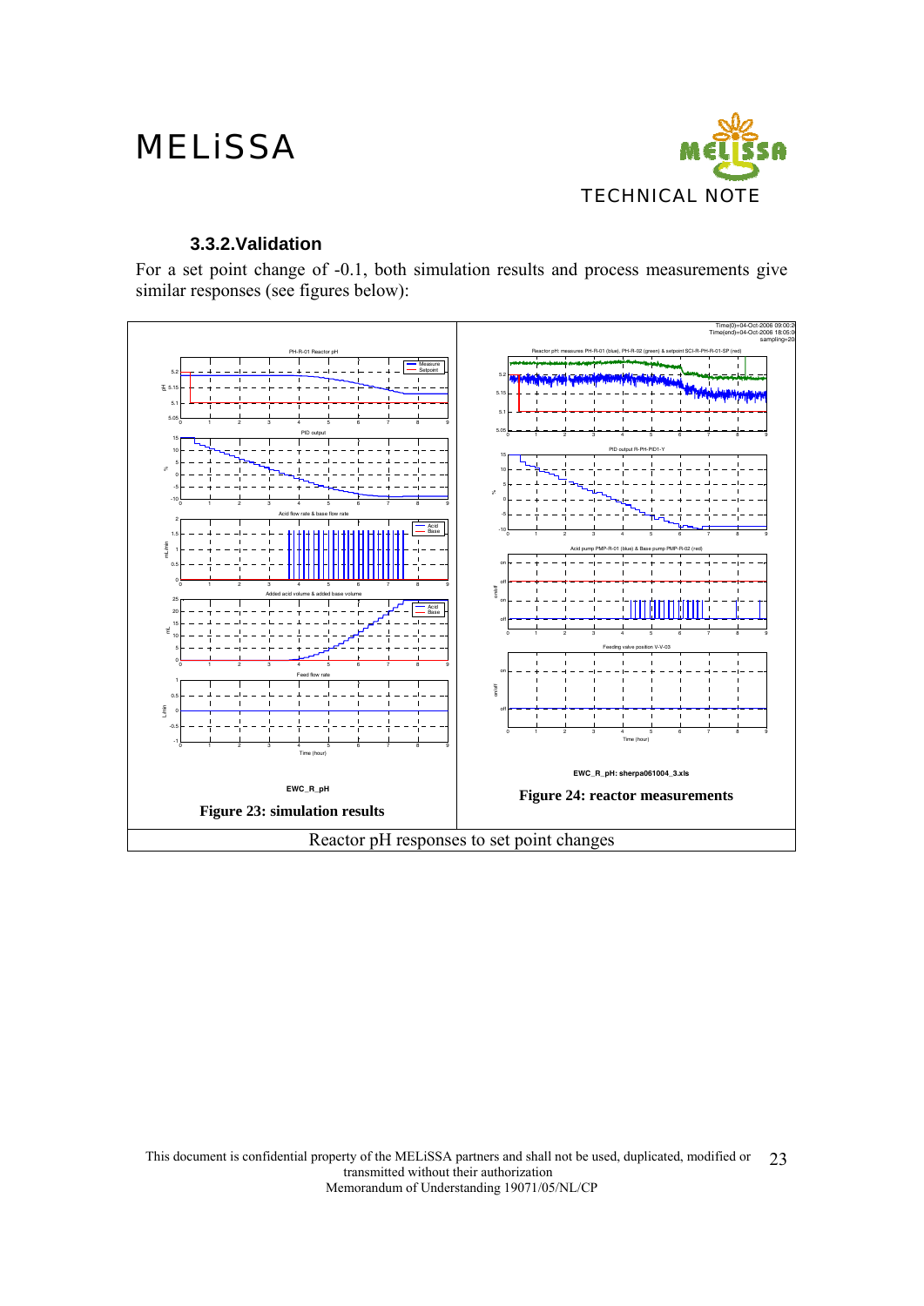### 3.3.2. Validation

For a set point change of -0.1, both simulation results and process measurements give similar responses (see figures below):

EWC_R_pH

**Figure 23: simulation results**

EWC_R_pH: sherpa061004_3.xls

**Figure 24: reactor measurements**

Reactor pH responses to set point changes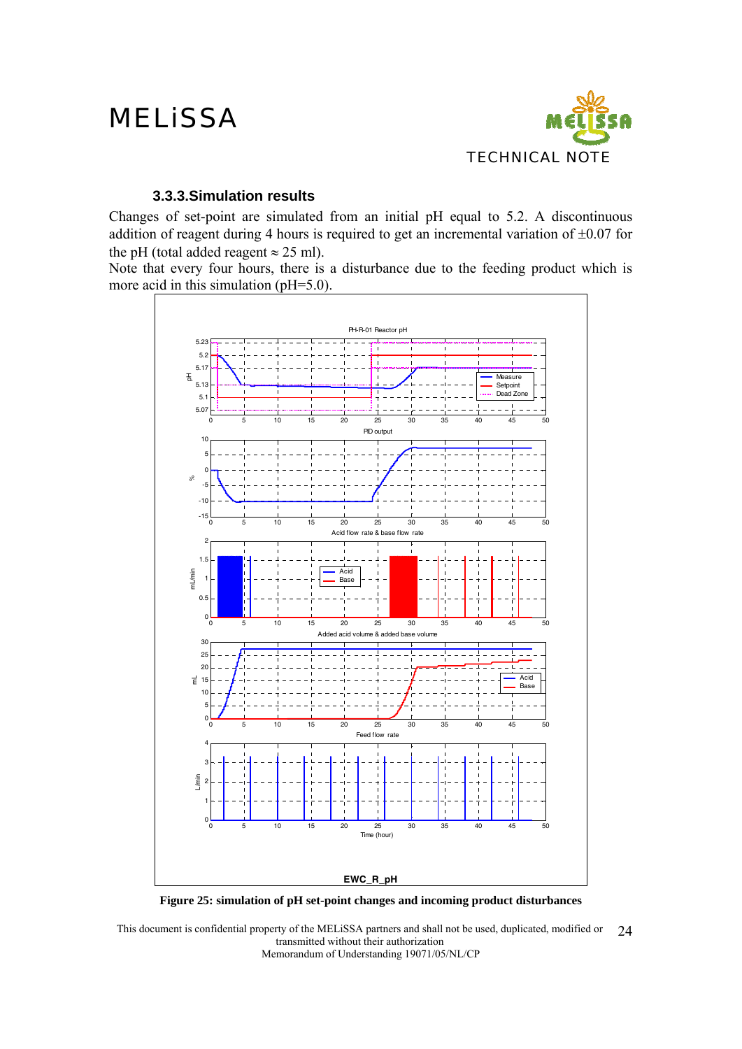### 3.3.3. Simulation results

Changes of set-point are simulated from an initial pH equal to 5.2. A discontinuous addition of reagent during 4 hours is required to get an incremental variation of ±0.07 for the pH (total added reagent ≈ 25 ml).

Note that every four hours, there is a disturbance due to the feeding product which is more acid in this simulation (pH=5.0).

**Figure 25: simulation of pH set-point changes and incoming product disturbances**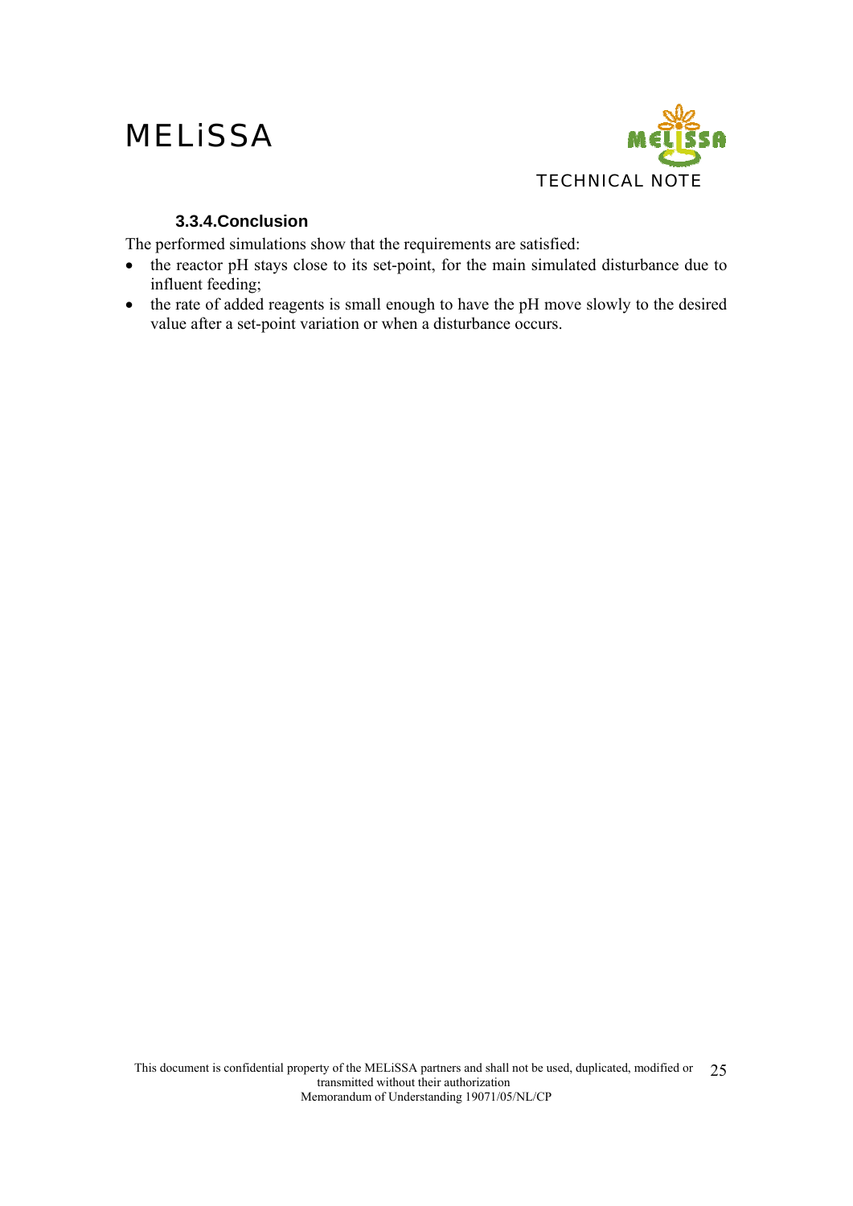### 3.3.4. Conclusion

The performed simulations show that the requirements are satisfied:

- the reactor pH stays close to its set-point, for the main simulated disturbance due to influent feeding;
- the rate of added reagents is small enough to have the pH move slowly to the desired value after a set-point variation or when a disturbance occurs.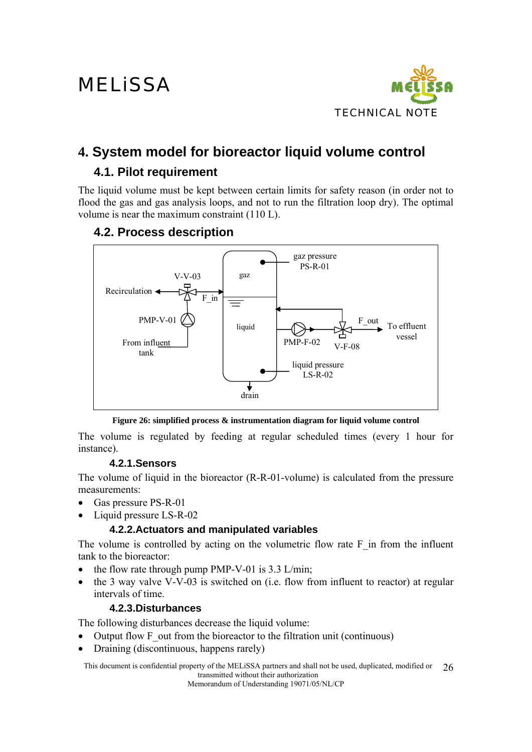# 4. System model for bioreactor liquid volume control

## 4.1. Pilot requirement

The liquid volume must be kept between certain limits for safety reason (in order not to flood the gas and gas analysis loops, and not to run the filtration loop dry). The optimal volume is near the maximum constraint (110 L).

## 4.2. Process description

**Figure 26: simplified process & instrumentation diagram for liquid volume control**

The volume is regulated by feeding at regular scheduled times (every 1 hour for instance).

### 4.2.1. Sensors

The volume of liquid in the bioreactor (R-R-01-volume) is calculated from the pressure measurements:

- Gas pressure PS-R-01
- Liquid pressure LS-R-02

### 4.2.2. Actuators and manipulated variables

The volume is controlled by acting on the volumetric flow rate F_in from the influent tank to the bioreactor:

- the flow rate through pump PMP-V-01 is 3.3 L/min;
- the 3 way valve V-V-03 is switched on (i.e. flow from influent to reactor) at regular intervals of time.

### 4.2.3. Disturbances

The following disturbances decrease the liquid volume:

- Output flow F_out from the bioreactor to the filtration unit (continuous)
- Draining (discontinuous, happens rarely)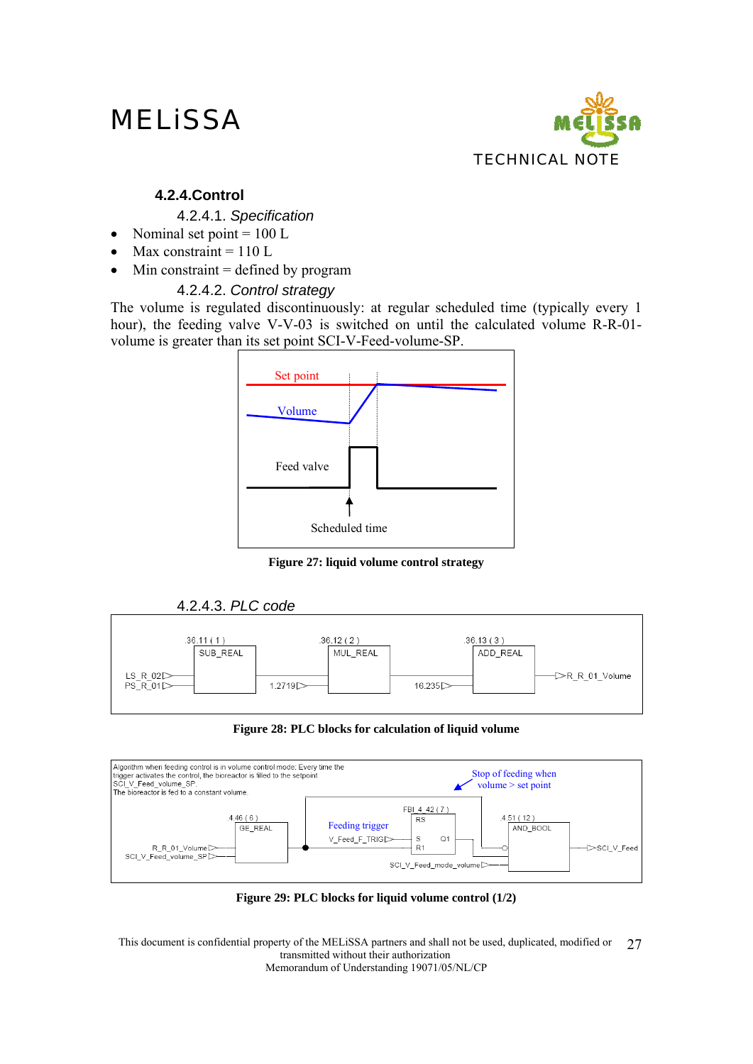#### 4.2.4. Control

##### 4.2.4.1. *Specification*

- Nominal set point = 100 L
- Max constraint = 110 L
- Min constraint = defined by program

##### 4.2.4.2. *Control strategy*

The volume is regulated discontinuously: at regular scheduled time (typically every 1 hour), the feeding valve V-V-03 is switched on until the calculated volume R-R-01-volume is greater than its set point SCI-V-Feed-volume-SP.

**Figure 27: liquid volume control strategy**

##### 4.2.4.3. *PLC code*

**Figure 28: PLC blocks for calculation of liquid volume**

**Figure 29: PLC blocks for liquid volume control (1/2)**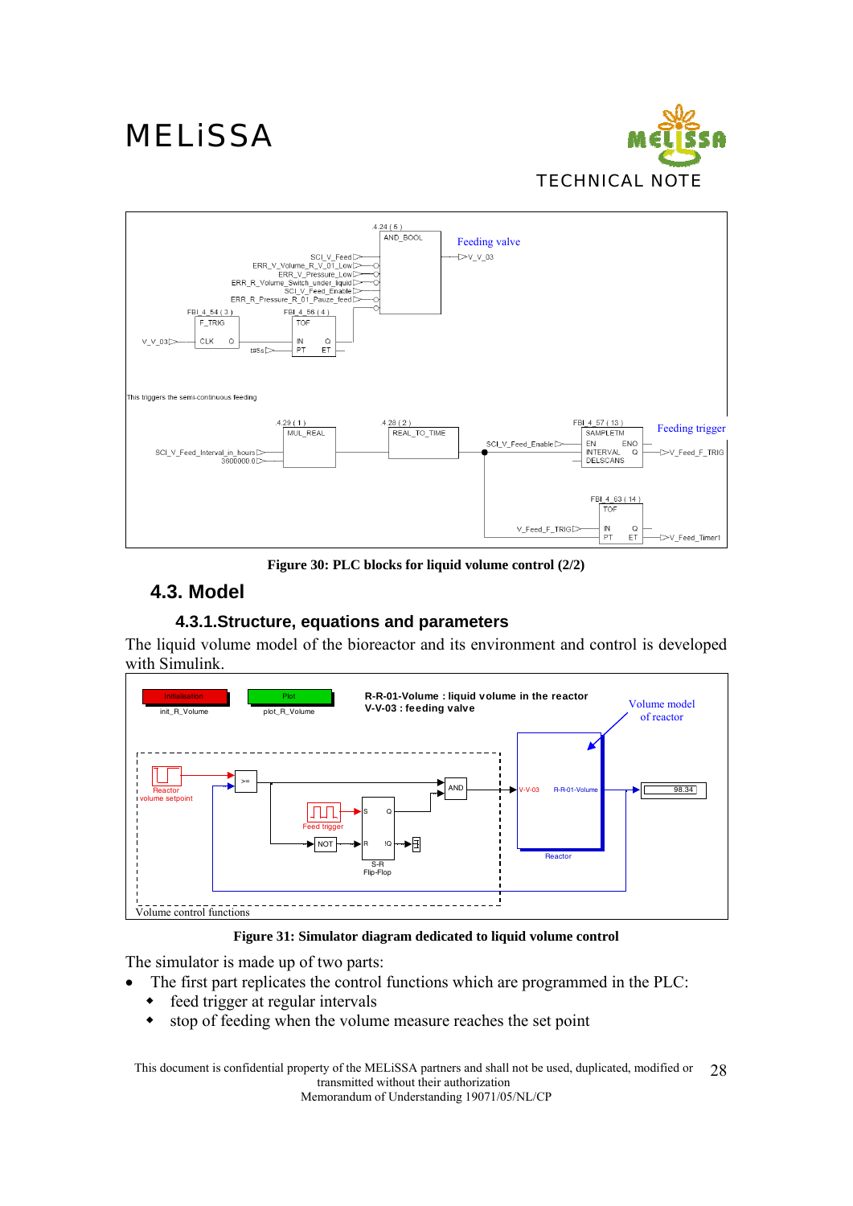Figure 30: PLC blocks for liquid volume control (2/2)

## 4.3. Model

### 4.3.1. Structure, equations and parameters

The liquid volume model of the bioreactor and its environment and control is developed with Simulink.

Figure 31: Simulator diagram dedicated to liquid volume control

The simulator is made up of two parts:

- The first part replicates the control functions which are programmed in the PLC:
  - feed trigger at regular intervals
  - stop of feeding when the volume measure reaches the set point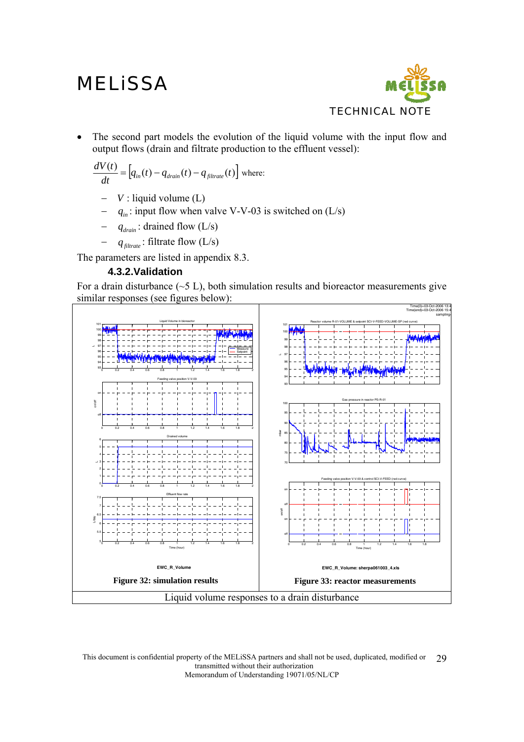- The second part models the evolution of the liquid volume with the input flow and output flows (drain and filtrate production to the effluent vessel):

$$\frac{dV(t)}{dt} = \left[q_{in}(t) - q_{drain}(t) - q_{filtrate}(t)\right]$$ where:

  - $V$ : liquid volume (L)
  - $q_{in}$ : input flow when valve V-V-03 is switched on (L/s)
  - $q_{drain}$ : drained flow (L/s)
  - $q_{filtrate}$ : filtrate flow (L/s)

The parameters are listed in appendix 8.3.

### 4.3.2. Validation

For a drain disturbance (~5 L), both simulation results and bioreactor measurements give similar responses (see figures below):

EWC_R_Volume

**Figure 32: simulation results**

EWC_R_Volume: sherpa061003_4.xls

**Figure 33: reactor measurements**

Liquid volume responses to a drain disturbance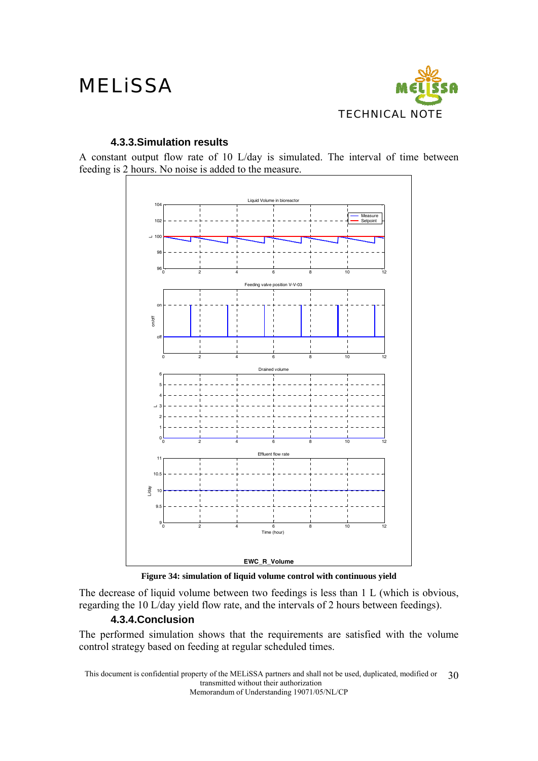### 4.3.3.Simulation results

A constant output flow rate of 10 L/day is simulated. The interval of time between feeding is 2 hours. No noise is added to the measure.

**Figure 34: simulation of liquid volume control with continuous yield**

The decrease of liquid volume between two feedings is less than 1 L (which is obvious, regarding the 10 L/day yield flow rate, and the intervals of 2 hours between feedings).

### 4.3.4.Conclusion

The performed simulation shows that the requirements are satisfied with the volume control strategy based on feeding at regular scheduled times.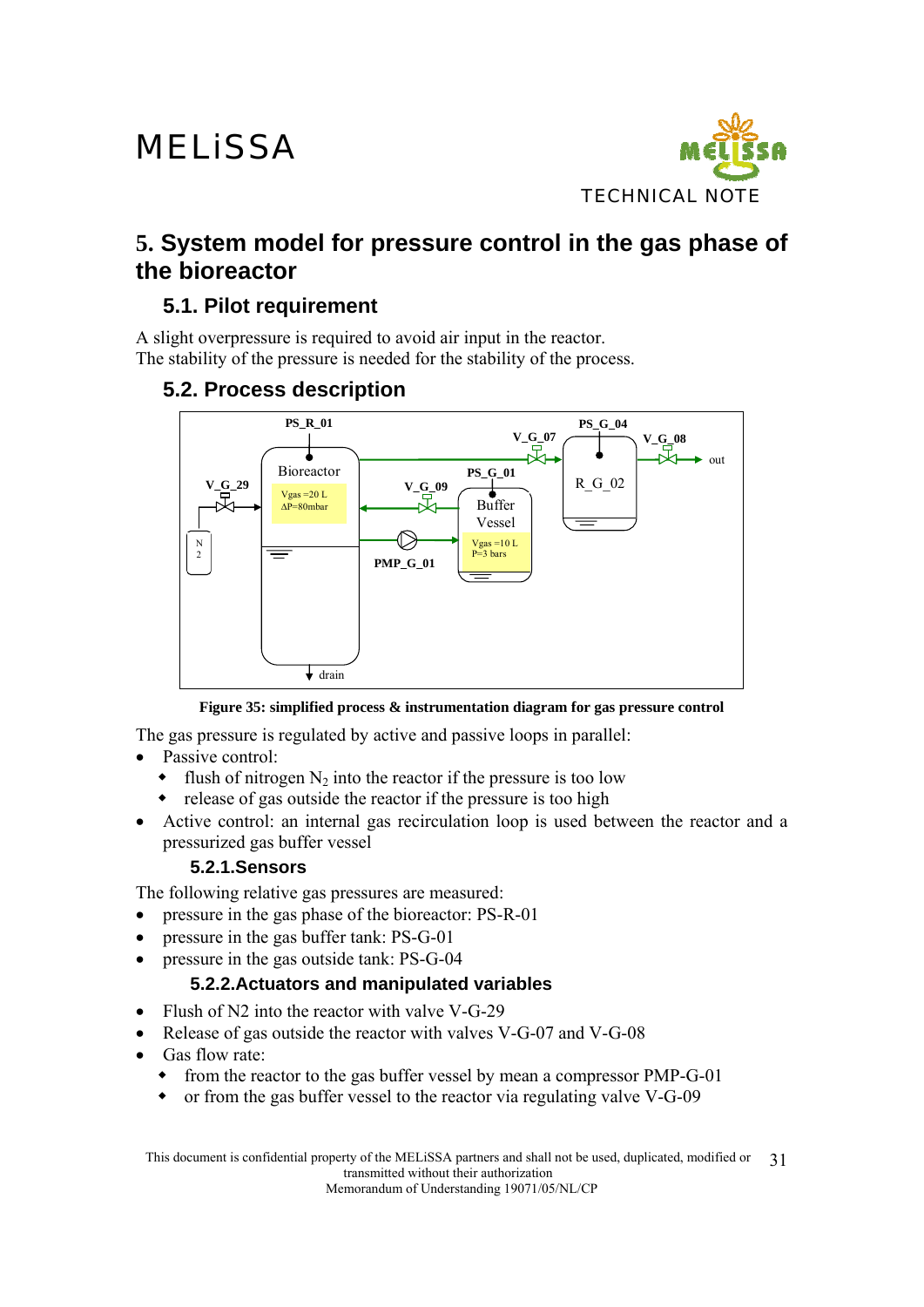## 5. System model for pressure control in the gas phase of the bioreactor

### 5.1. Pilot requirement

A slight overpressure is required to avoid air input in the reactor.
The stability of the pressure is needed for the stability of the process.

### 5.2. Process description

**Figure 35: simplified process & instrumentation diagram for gas pressure control**

The gas pressure is regulated by active and passive loops in parallel:

- Passive control:
  - flush of nitrogen $N_2$ into the reactor if the pressure is too low
  - release of gas outside the reactor if the pressure is too high
- Active control: an internal gas recirculation loop is used between the reactor and a pressurized gas buffer vessel

#### 5.2.1. Sensors

The following relative gas pressures are measured:

- pressure in the gas phase of the bioreactor: PS-R-01
- pressure in the gas buffer tank: PS-G-01
- pressure in the gas outside tank: PS-G-04

#### 5.2.2. Actuators and manipulated variables

- Flush of N2 into the reactor with valve V-G-29
- Release of gas outside the reactor with valves V-G-07 and V-G-08
- Gas flow rate:
  - from the reactor to the gas buffer vessel by mean a compressor PMP-G-01
  - or from the gas buffer vessel to the reactor via regulating valve V-G-09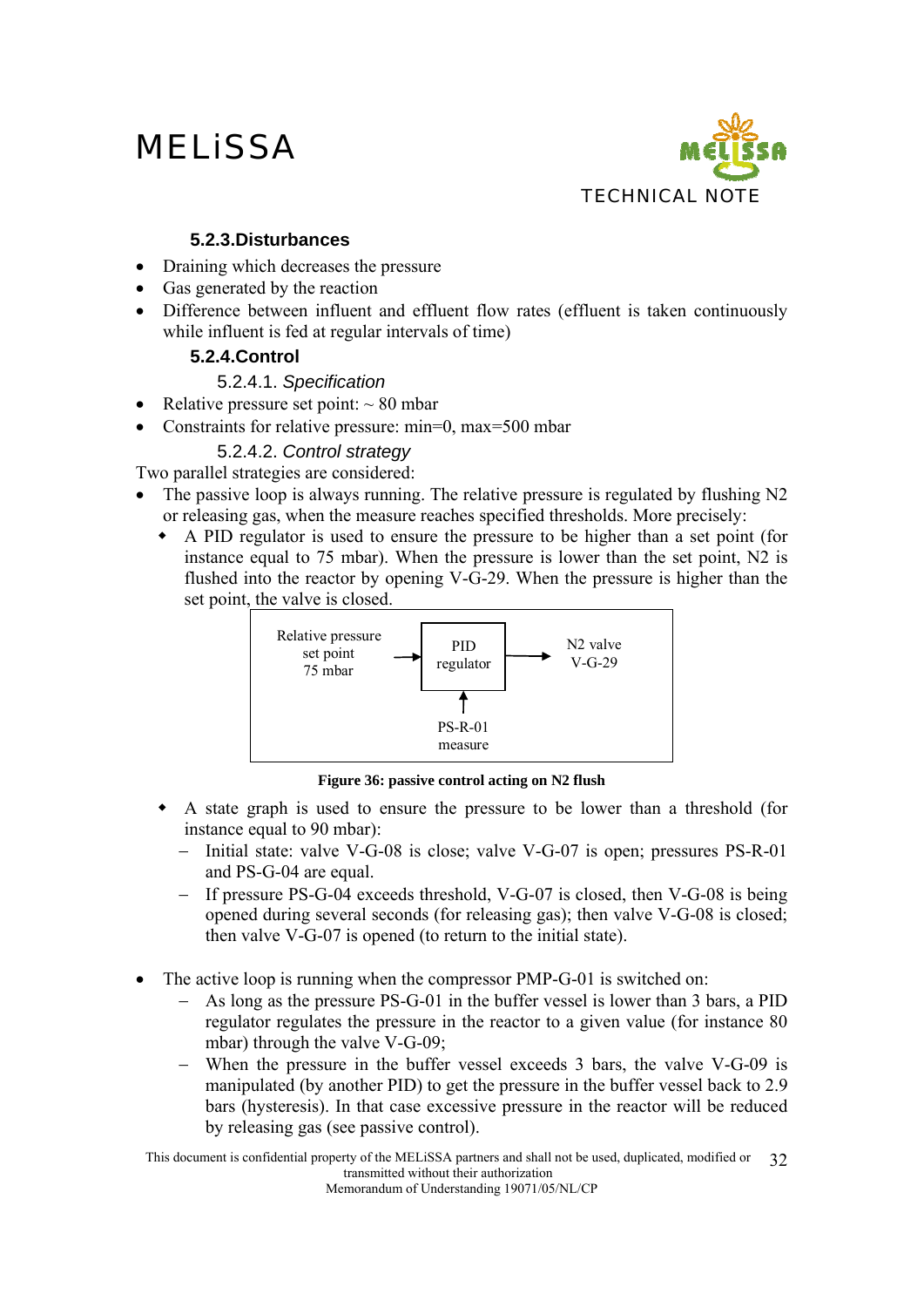#### 5.2.3. Disturbances

- Draining which decreases the pressure
- Gas generated by the reaction
- Difference between influent and effluent flow rates (effluent is taken continuously while influent is fed at regular intervals of time)

#### 5.2.4. Control

##### 5.2.4.1. *Specification*

- Relative pressure set point: ~ 80 mbar
- Constraints for relative pressure: min=0, max=500 mbar

##### 5.2.4.2. *Control strategy*

Two parallel strategies are considered:

- The passive loop is always running. The relative pressure is regulated by flushing N2 or releasing gas, when the measure reaches specified thresholds. More precisely:
  - A PID regulator is used to ensure the pressure to be higher than a set point (for instance equal to 75 mbar). When the pressure is lower than the set point, N2 is flushed into the reactor by opening V-G-29. When the pressure is higher than the set point, the valve is closed.

Relative pressure set point 75 mbar → PID regulator → N2 valve V-G-29

PS-R-01 measure → PID regulator

**Figure 36: passive control acting on N2 flush**

  - A state graph is used to ensure the pressure to be lower than a threshold (for instance equal to 90 mbar):
    - Initial state: valve V-G-08 is close; valve V-G-07 is open; pressures PS-R-01 and PS-G-04 are equal.
    - If pressure PS-G-04 exceeds threshold, V-G-07 is closed, then V-G-08 is being opened during several seconds (for releasing gas); then valve V-G-08 is closed; then valve V-G-07 is opened (to return to the initial state).

- The active loop is running when the compressor PMP-G-01 is switched on:
  - As long as the pressure PS-G-01 in the buffer vessel is lower than 3 bars, a PID regulator regulates the pressure in the reactor to a given value (for instance 80 mbar) through the valve V-G-09;
  - When the pressure in the buffer vessel exceeds 3 bars, the valve V-G-09 is manipulated (by another PID) to get the pressure in the buffer vessel back to 2.9 bars (hysteresis). In that case excessive pressure in the reactor will be reduced by releasing gas (see passive control).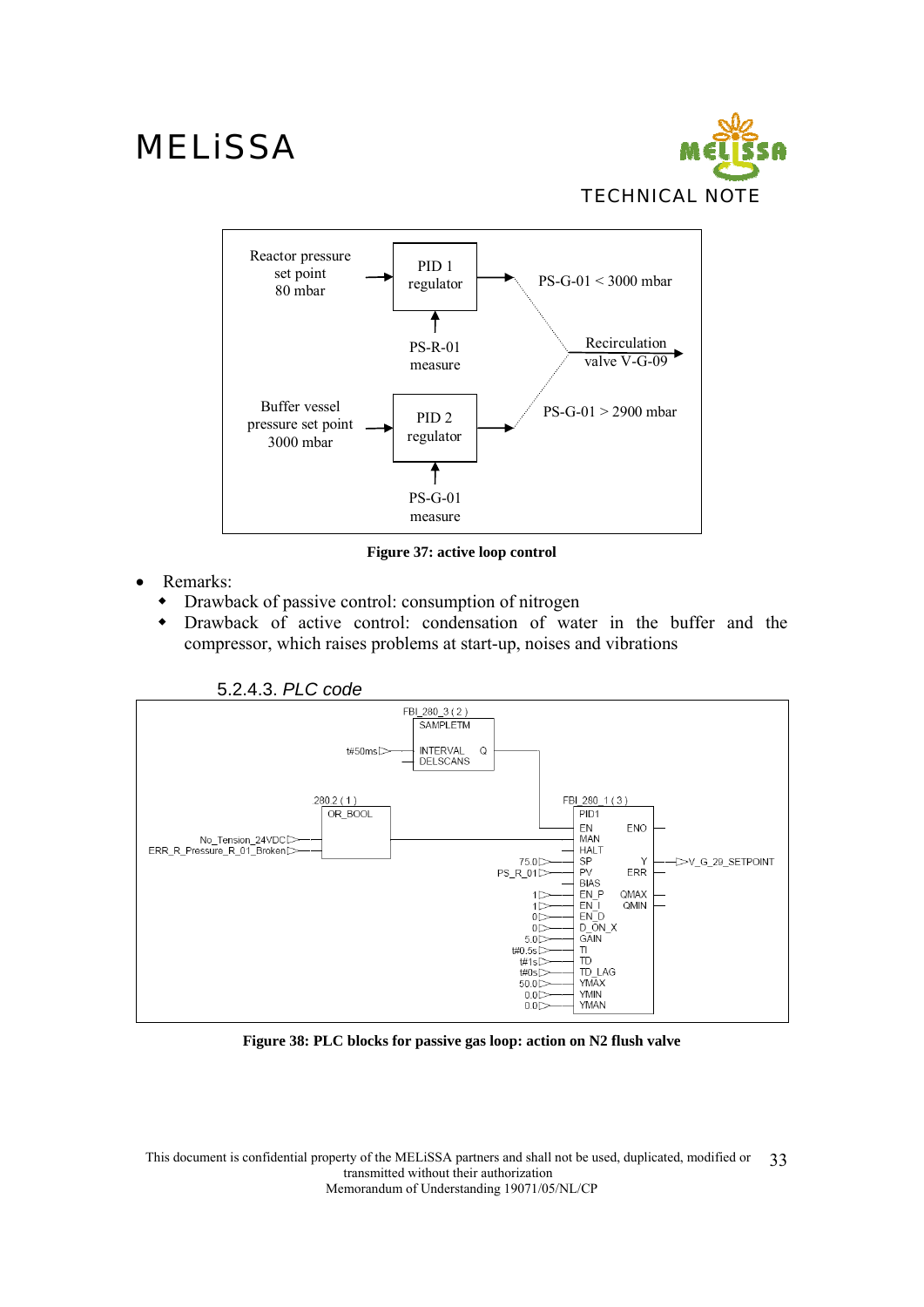Reactor pressure set point 80 mbar → PID 1 regulator → PS-G-01 < 3000 mbar

PS-R-01 measure

Recirculation valve V-G-09

Buffer vessel pressure set point 3000 mbar → PID 2 regulator → PS-G-01 > 2900 mbar

PS-G-01 measure

**Figure 37: active loop control**

- Remarks:
  - Drawback of passive control: consumption of nitrogen
  - Drawback of active control: condensation of water in the buffer and the compressor, which raises problems at start-up, noises and vibrations

#### 5.2.4.3. *PLC code*

```
FBI_280_3 ( 2 )
SAMPLETM
t#50ms -- INTERVAL    Q
          DELSCANS

280.2 ( 1 )
OR_BOOL
No_Tension_24VDC --
ERR_R_Pressure_R_01_Broken --

FBI_280_1 ( 3 )
PID1
        EN        ENO
        MAN
        HALT
75.0 -- SP        Y  -- V_G_29_SETPOINT
PS_R_01 -- PV     ERR
        BIAS
1 -- EN_P         QMAX
1 -- EN_I         QMIN
0 -- EN_D
0 -- D_ON_X
5.0 -- GAIN
t#0.5s -- TI
t#1s -- TD
t#0s -- TD_LAG
50.0 -- YMAX
0.0 -- YMIN
0.0 -- YMAN
```

**Figure 38: PLC blocks for passive gas loop: action on N2 flush valve**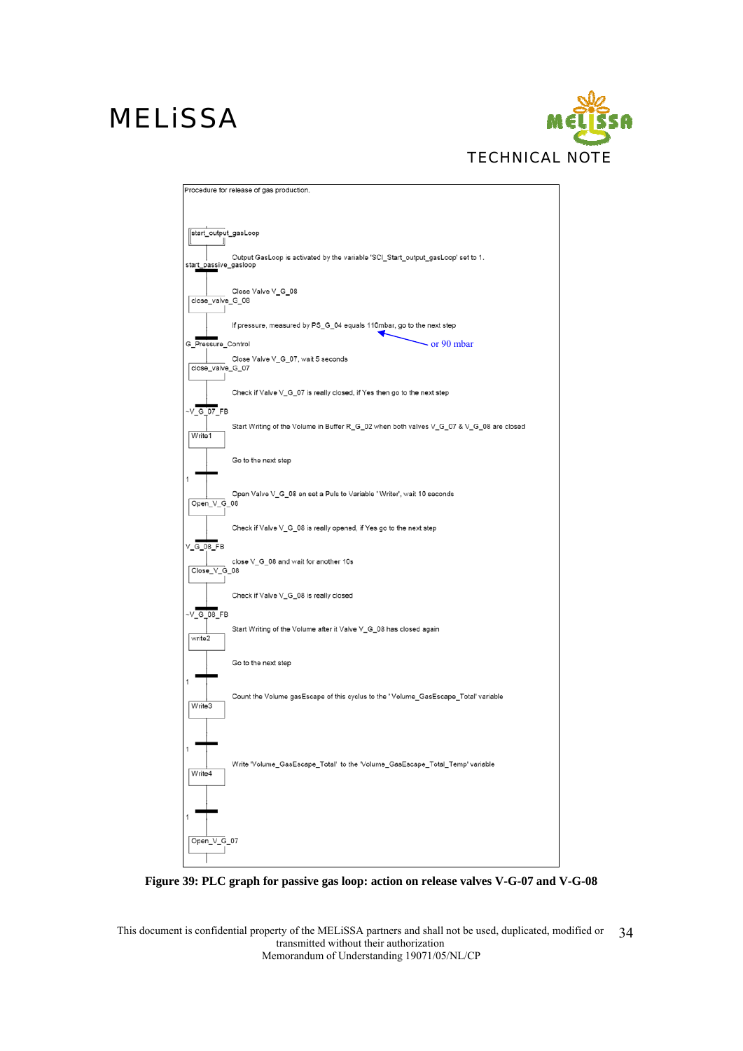Procedure for release of gas production.

start_output_gasLoop

Output GasLoop is activated by the variable 'SCI_Start_output_gasLoop' set to 1.

start_passive_gasloop

Close Valve V_G_08

close_valve_G_08

If pressure, measured by PS_G_04 equals 110mbar, go to the next step

G_Pressure_Control — or 90 mbar

Close Valve V_G_07, wait 5 seconds

close_valve_G_07

Check if Valve V_G_07 is really closed, if Yes then go to the next step

~V_G_07_FB

Start Writing of the Volume in Buffer R_G_02 when both valves V_G_07 & V_G_08 are closed

Write1

Go to the next step

1

Open Valve V_G_08 an set a Puls to Variable ' Writer', wait 10 seconds

Open_V_G_08

Check if Valve V_G_08 is really opened, if Yes go to the next step

V_G_08_FB

close V_G_08 and wait for another 10s

Close_V_G_08

Check if Valve V_G_08 is really closed

~V_G_08_FB

Start Writing of the Volume after it Valve V_G_08 has closed again

write2

Go to the next step

1

Count the Volume gasEscape of this cyclus to the ' Volume_GasEscape_Total' variable

Write3

1

Write 'Volume_GasEscape_Total' to the 'Volume_GasEscape_Total_Temp' variable

Write4

1

Open_V_G_07

**Figure 39: PLC graph for passive gas loop: action on release valves V-G-07 and V-G-08**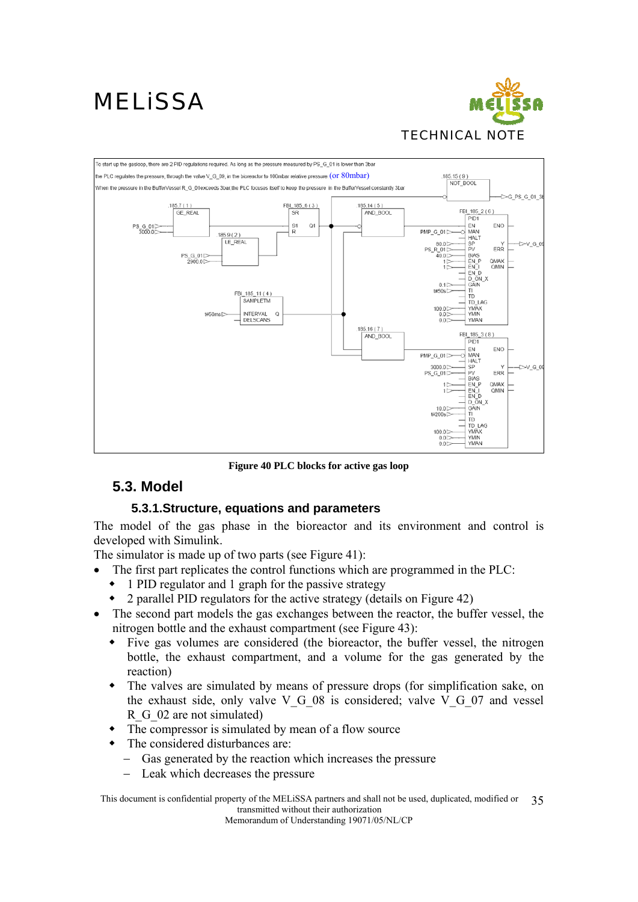To start up the gasloop, there are 2 PID regulations required. As long as the pressure measured by PS_G_01 is lower than 3bar

the PLC regulates the pressure, through the valve V_G_09, in the bioreactor to 100mbar relative pressure. (or 80mbar)

When the pressure in the BufferVessel R_G_01exceeds 3bar,the PLC focuses itself to keep the pressure in the BufferVessel constantly 3bar

**Figure 40 PLC blocks for active gas loop**

## 5.3. Model

### 5.3.1.Structure, equations and parameters

The model of the gas phase in the bioreactor and its environment and control is developed with Simulink.

The simulator is made up of two parts (see Figure 41):

- The first part replicates the control functions which are programmed in the PLC:
  - 1 PID regulator and 1 graph for the passive strategy
  - 2 parallel PID regulators for the active strategy (details on Figure 42)
- The second part models the gas exchanges between the reactor, the buffer vessel, the nitrogen bottle and the exhaust compartment (see Figure 43):
  - Five gas volumes are considered (the bioreactor, the buffer vessel, the nitrogen bottle, the exhaust compartment, and a volume for the gas generated by the reaction)
  - The valves are simulated by means of pressure drops (for simplification sake, on the exhaust side, only valve V_G_08 is considered; valve V_G_07 and vessel R_G_02 are not simulated)
  - The compressor is simulated by mean of a flow source
  - The considered disturbances are:
    - Gas generated by the reaction which increases the pressure
    - Leak which decreases the pressure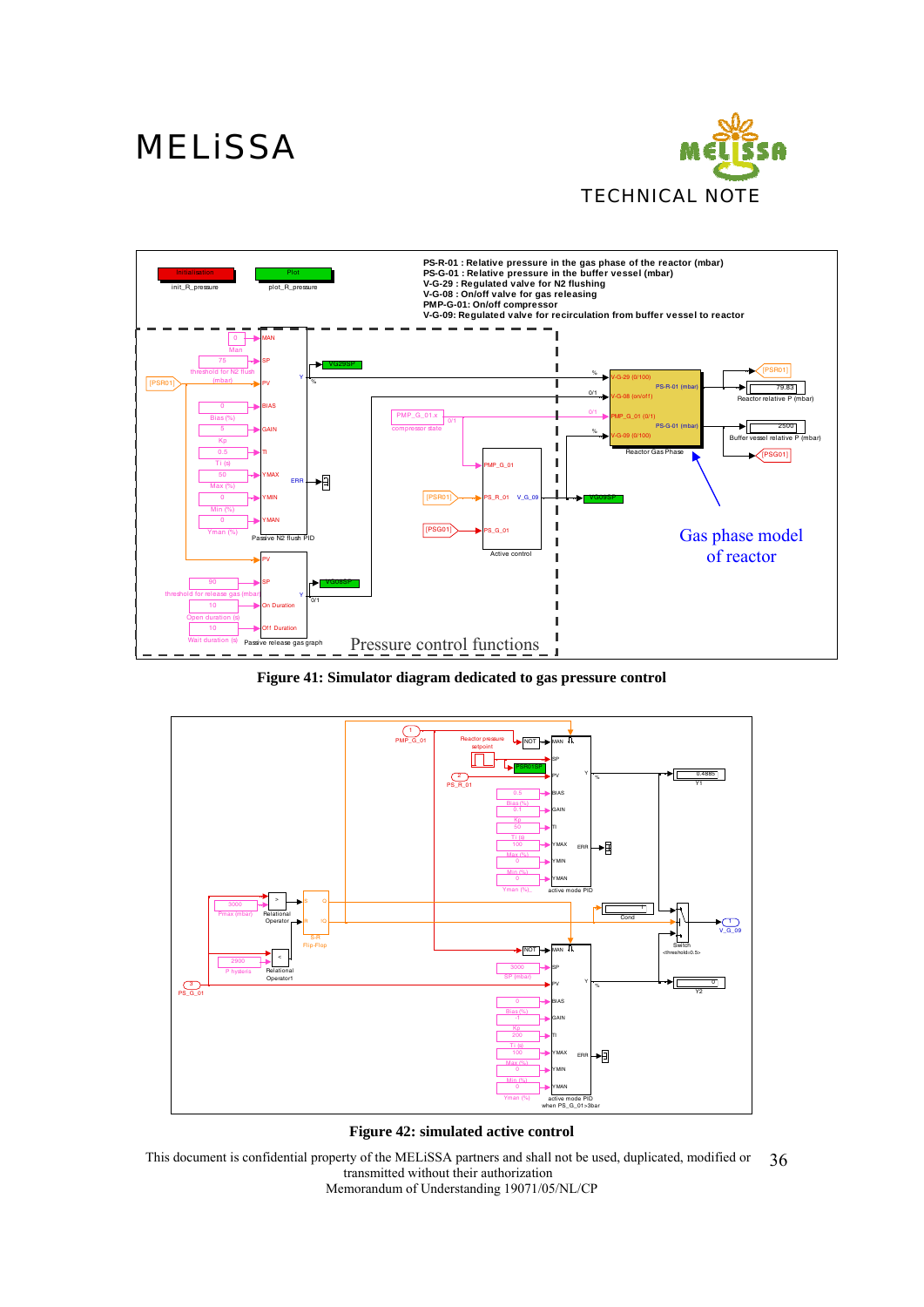PS-R-01 : Relative pressure in the gas phase of the reactor (mbar)
PS-G-01 : Relative pressure in the buffer vessel (mbar)
V-G-29 : Regulated valve for N2 flushing
V-G-08 : On/off valve for gas releasing
PMP-G-01: On/off compressor
V-G-09: Regulated valve for recirculation from buffer vessel to reactor

Gas phase model of reactor

Pressure control functions

**Figure 41: Simulator diagram dedicated to gas pressure control**

**Figure 42: simulated active control**

This document is confidential property of the MELiSSA partners and shall not be used, duplicated, modified or transmitted without their authorization
Memorandum of Understanding 19071/05/NL/CP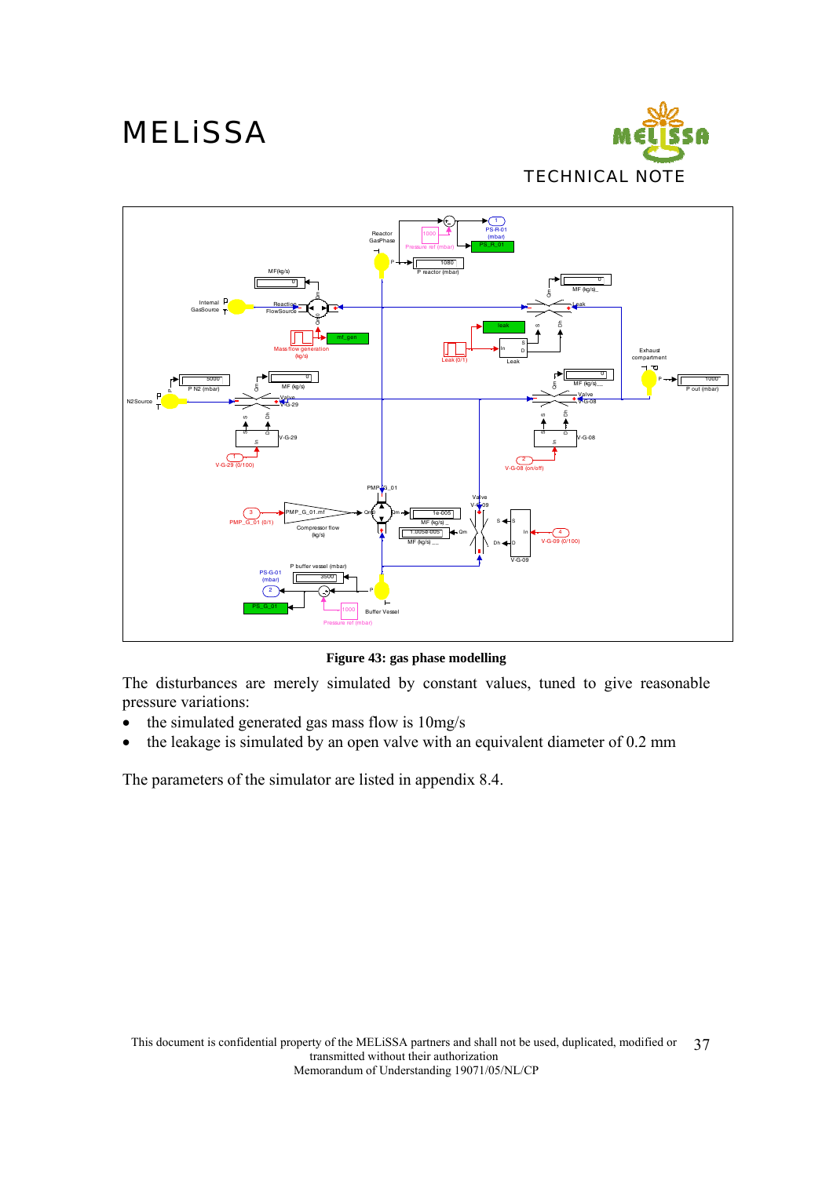**Figure 43: gas phase modelling**

The disturbances are merely simulated by constant values, tuned to give reasonable pressure variations:

- the simulated generated gas mass flow is 10mg/s
- the leakage is simulated by an open valve with an equivalent diameter of 0.2 mm

The parameters of the simulator are listed in appendix 8.4.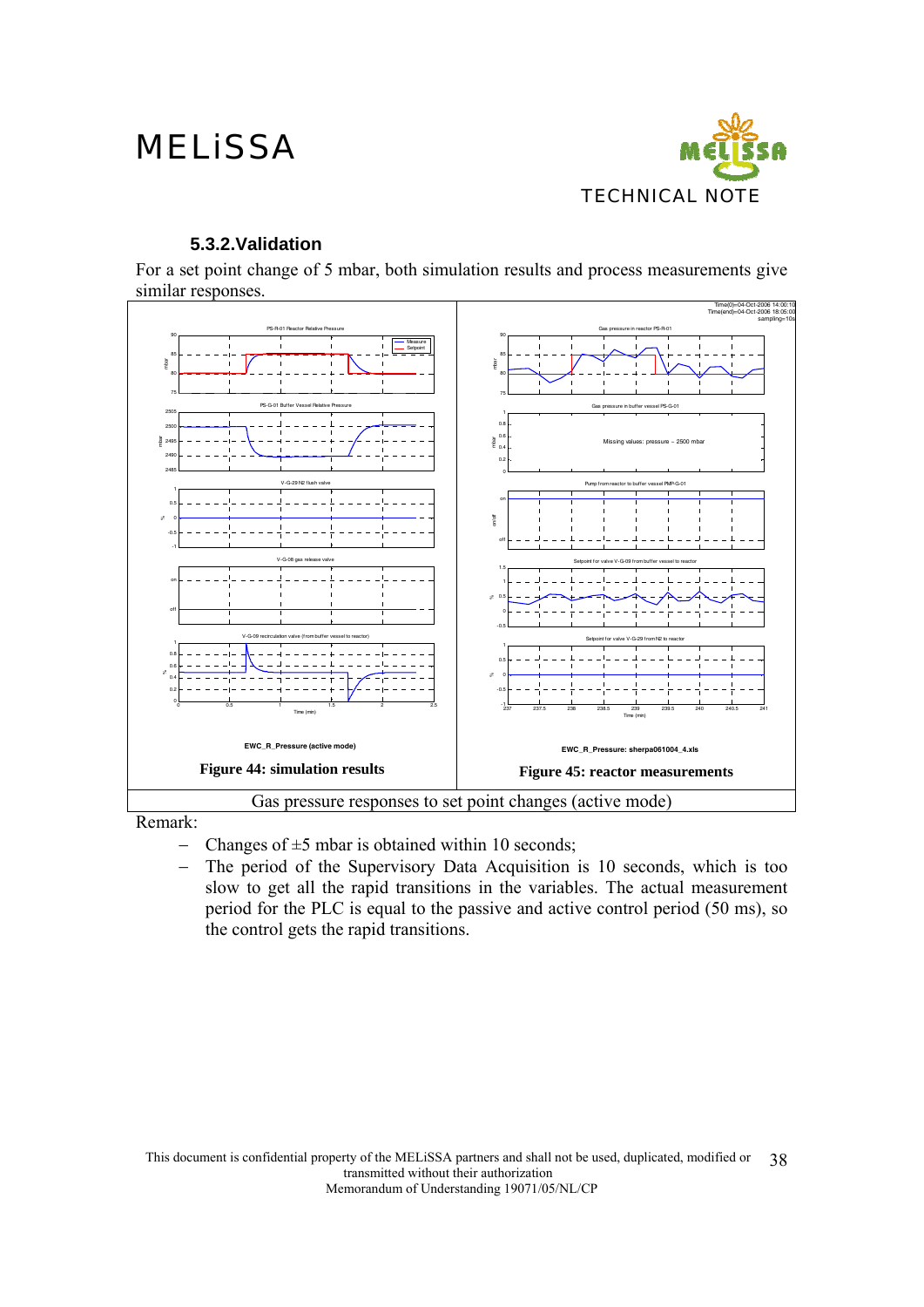### 5.3.2. Validation

For a set point change of 5 mbar, both simulation results and process measurements give similar responses.

| Figure 44: simulation results | Figure 45: reactor measurements |
|---|---|

Gas pressure responses to set point changes (active mode)

Remark:

- Changes of ±5 mbar is obtained within 10 seconds;
- The period of the Supervisory Data Acquisition is 10 seconds, which is too slow to get all the rapid transitions in the variables. The actual measurement period for the PLC is equal to the passive and active control period (50 ms), so the control gets the rapid transitions.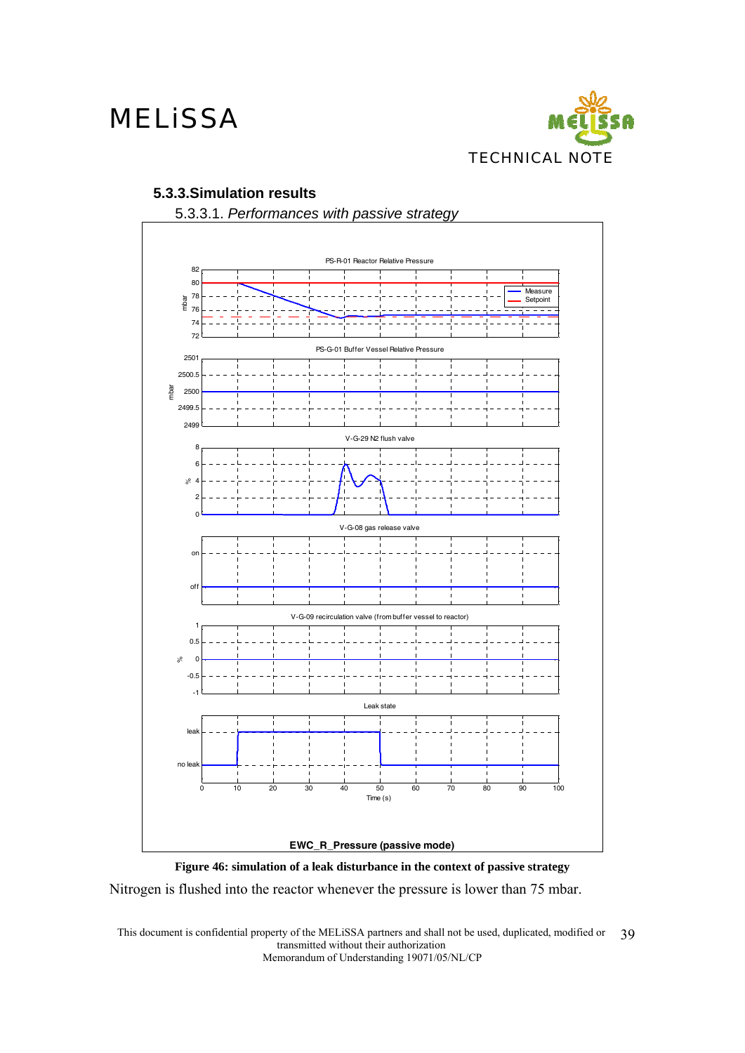### 5.3.3. Simulation results

#### 5.3.3.1. *Performances with passive strategy*

**Figure 46: simulation of a leak disturbance in the context of passive strategy**

Nitrogen is flushed into the reactor whenever the pressure is lower than 75 mbar.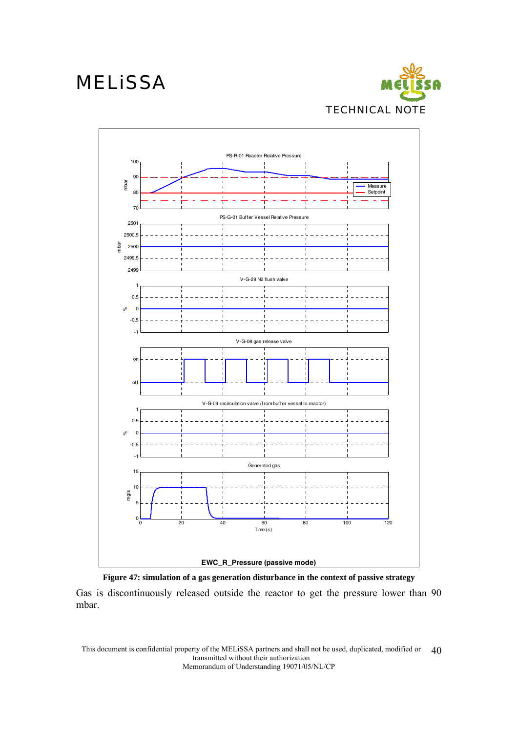**Figure 47: simulation of a gas generation disturbance in the context of passive strategy**

Gas is discontinuously released outside the reactor to get the pressure lower than 90 mbar.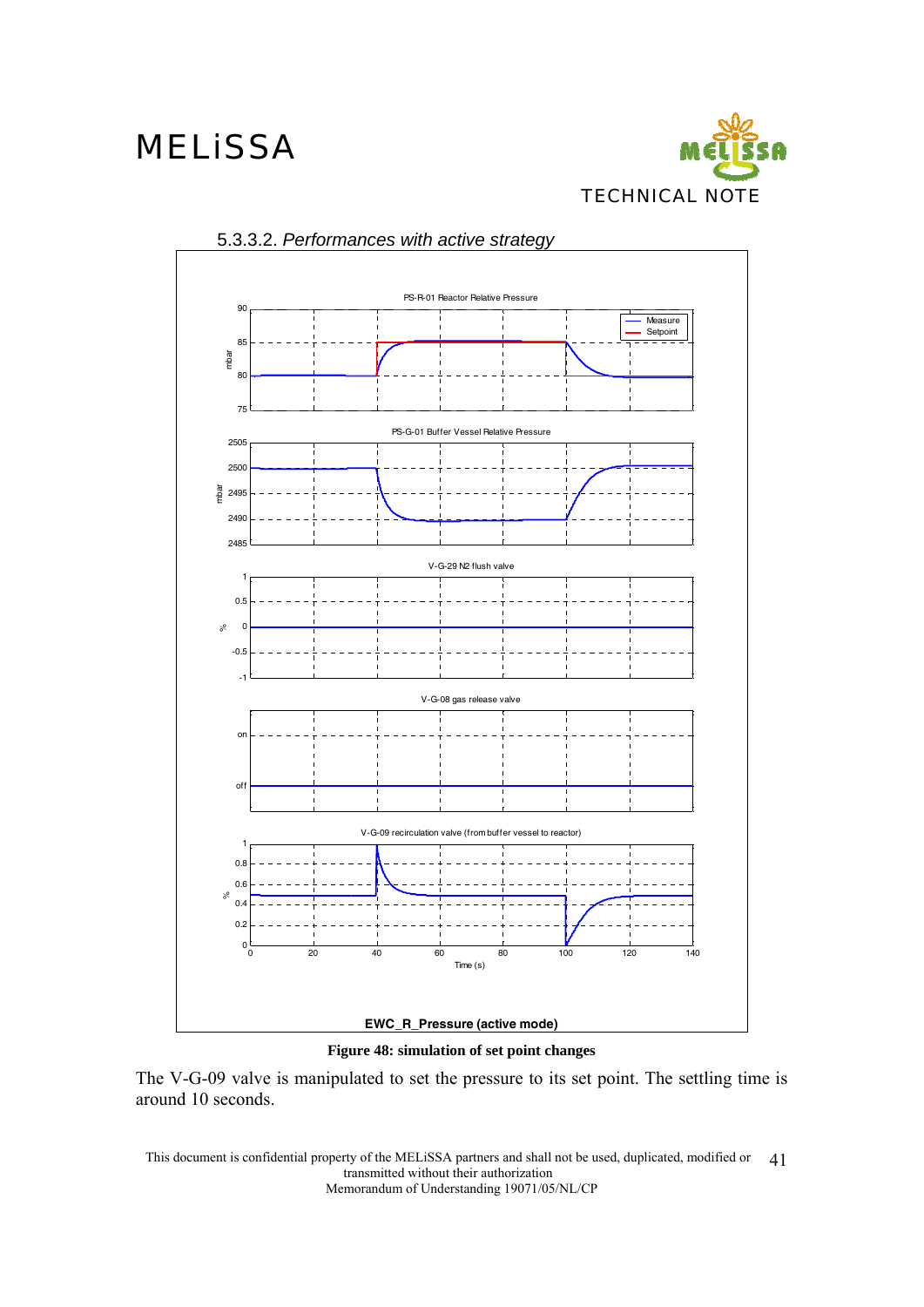#### 5.3.3.2. *Performances with active strategy*

**EWC_R_Pressure (active mode)**

**Figure 48: simulation of set point changes**

The V-G-09 valve is manipulated to set the pressure to its set point. The settling time is around 10 seconds.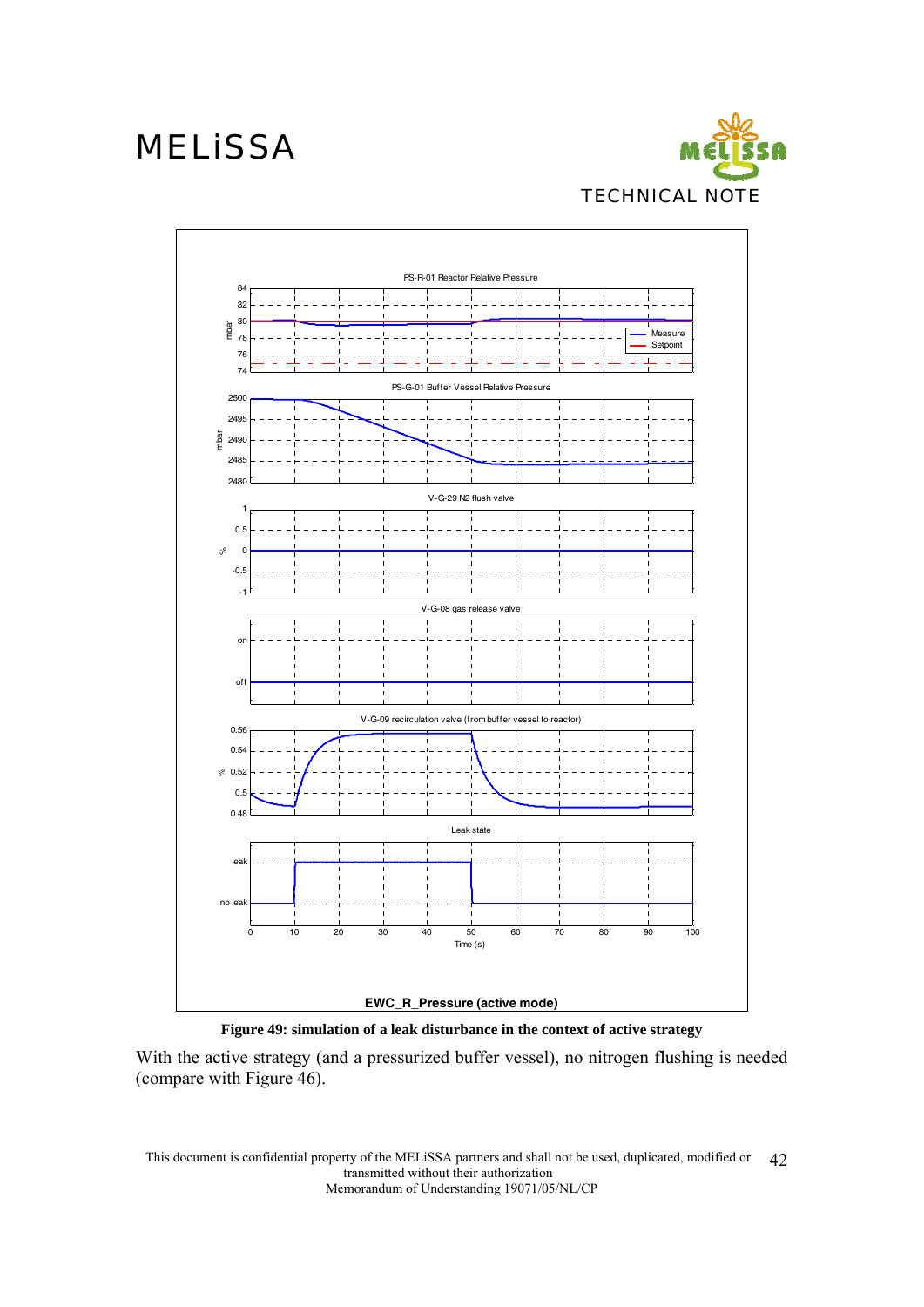**Figure 49: simulation of a leak disturbance in the context of active strategy**

With the active strategy (and a pressurized buffer vessel), no nitrogen flushing is needed (compare with Figure 46).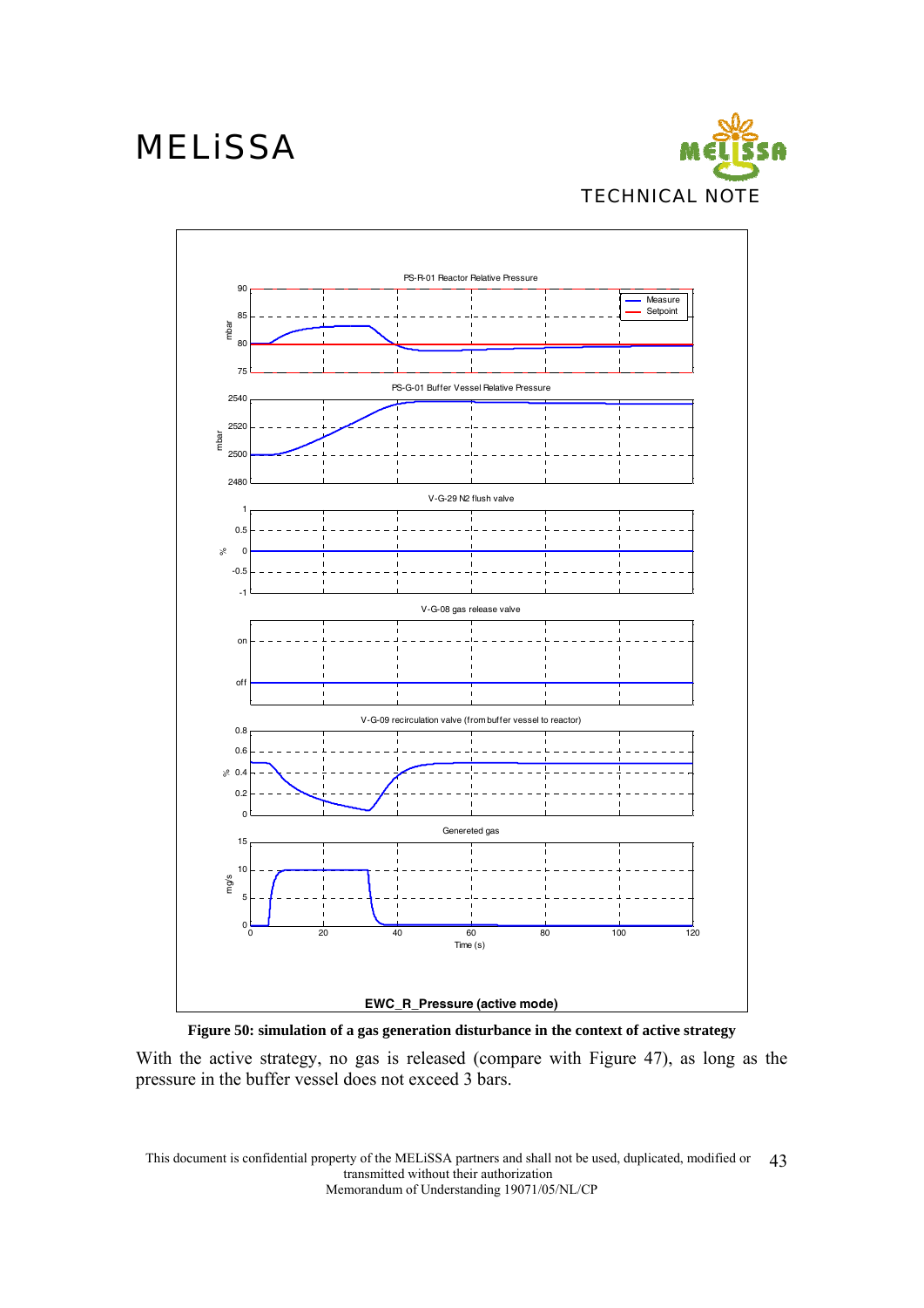**Figure 50: simulation of a gas generation disturbance in the context of active strategy**

With the active strategy, no gas is released (compare with Figure 47), as long as the pressure in the buffer vessel does not exceed 3 bars.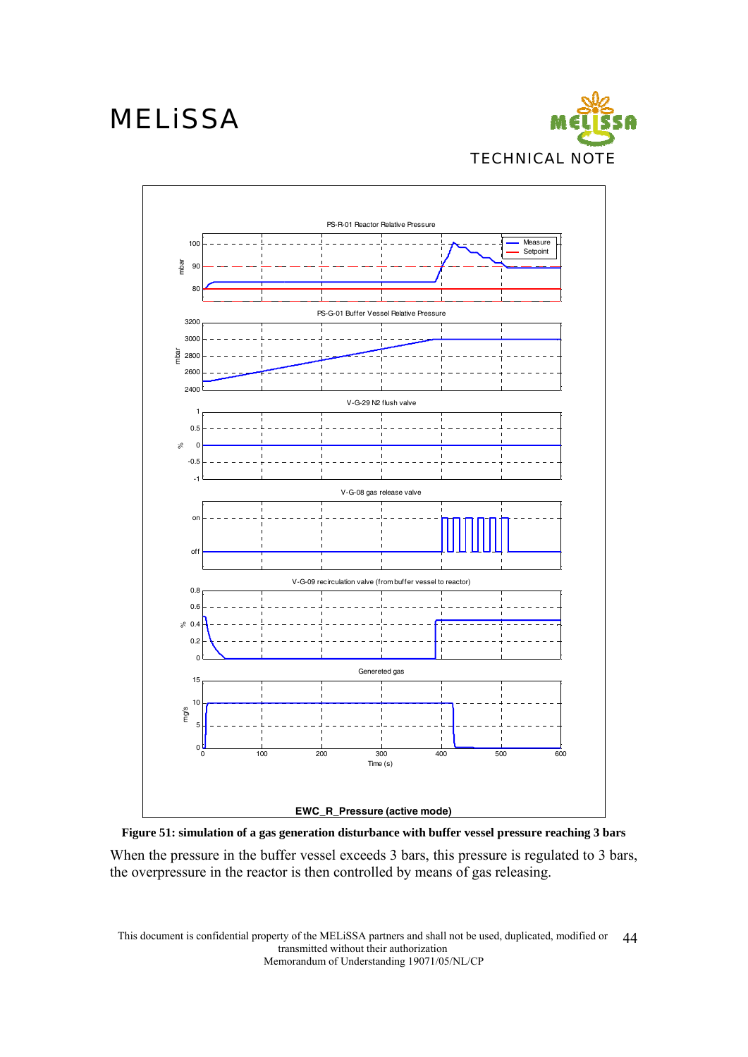**Figure 51: simulation of a gas generation disturbance with buffer vessel pressure reaching 3 bars**

When the pressure in the buffer vessel exceeds 3 bars, this pressure is regulated to 3 bars, the overpressure in the reactor is then controlled by means of gas releasing.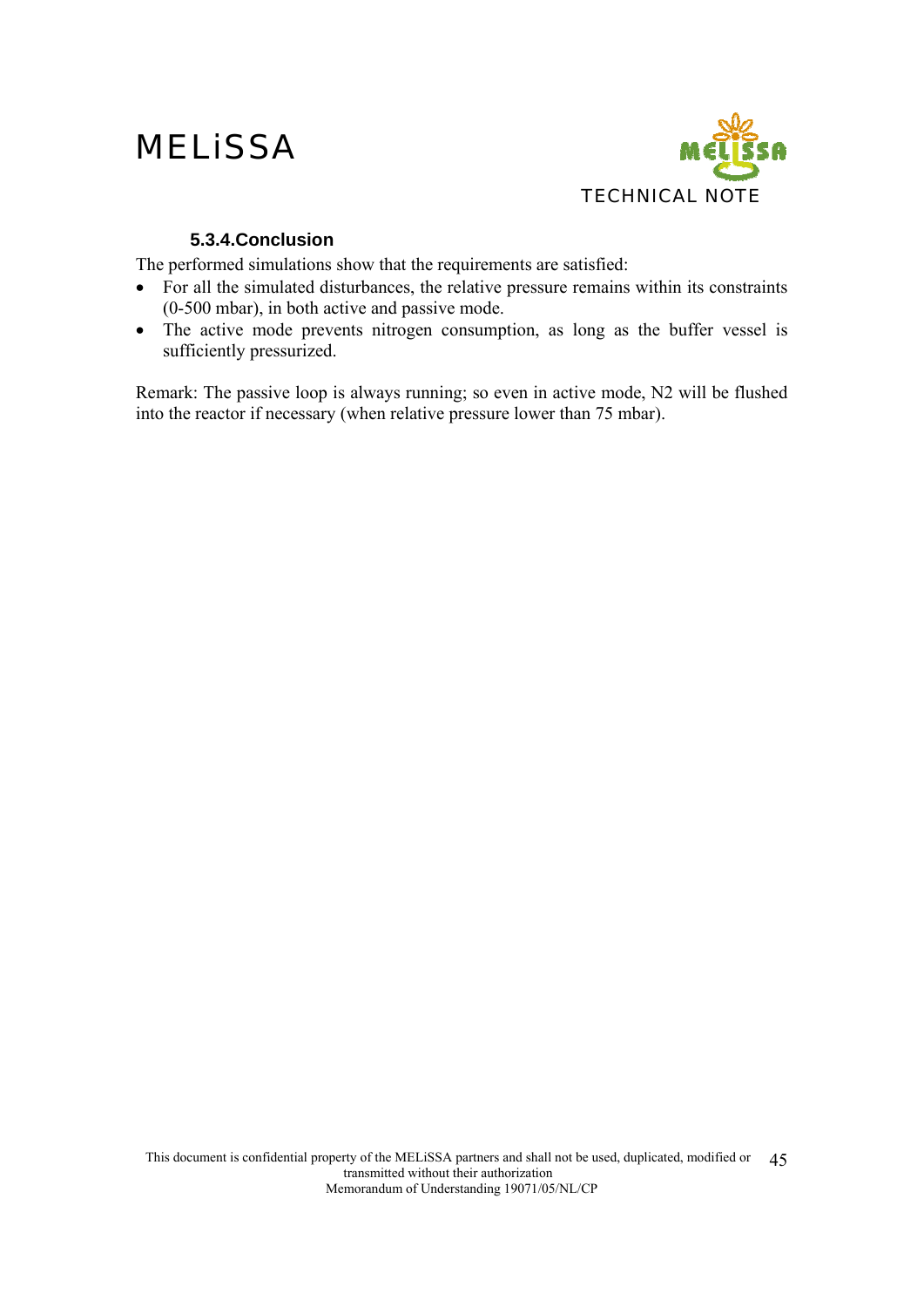#### 5.3.4. Conclusion

The performed simulations show that the requirements are satisfied:

- For all the simulated disturbances, the relative pressure remains within its constraints (0-500 mbar), in both active and passive mode.
- The active mode prevents nitrogen consumption, as long as the buffer vessel is sufficiently pressurized.

Remark: The passive loop is always running; so even in active mode, N2 will be flushed into the reactor if necessary (when relative pressure lower than 75 mbar).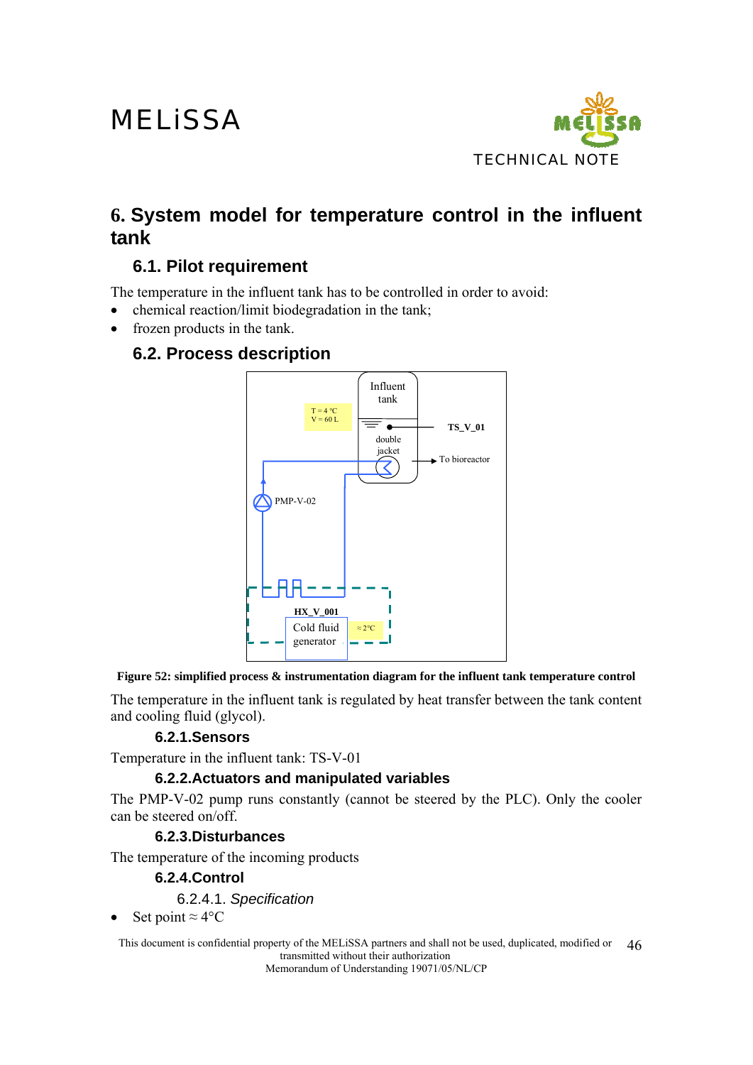# 6. System model for temperature control in the influent tank

## 6.1. Pilot requirement

The temperature in the influent tank has to be controlled in order to avoid:

- chemical reaction/limit biodegradation in the tank;
- frozen products in the tank.

## 6.2. Process description

**Figure 52: simplified process & instrumentation diagram for the influent tank temperature control**

The temperature in the influent tank is regulated by heat transfer between the tank content and cooling fluid (glycol).

### 6.2.1. Sensors

Temperature in the influent tank: TS-V-01

### 6.2.2. Actuators and manipulated variables

The PMP-V-02 pump runs constantly (cannot be steered by the PLC). Only the cooler can be steered on/off.

### 6.2.3. Disturbances

The temperature of the incoming products

### 6.2.4. Control

#### 6.2.4.1. *Specification*

- Set point ≈ 4°C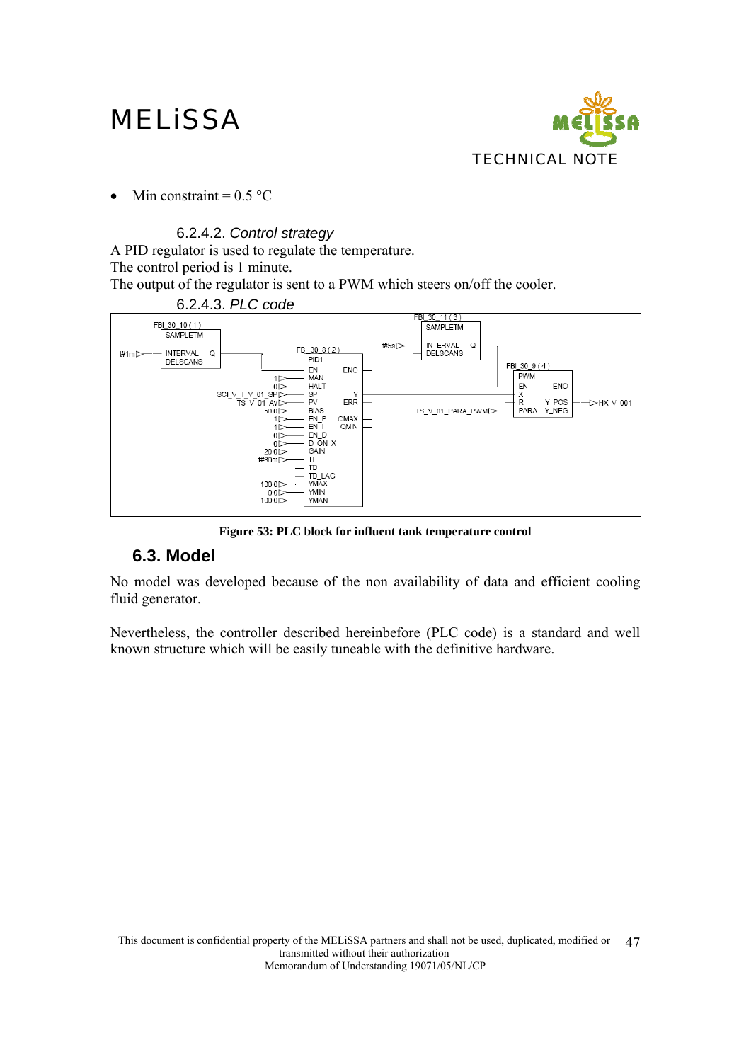- Min constraint = 0.5 °C

#### 6.2.4.2. *Control strategy*

A PID regulator is used to regulate the temperature.
The control period is 1 minute.
The output of the regulator is sent to a PWM which steers on/off the cooler.

#### 6.2.4.3. *PLC code*

**Figure 53: PLC block for influent tank temperature control**

## 6.3. Model

No model was developed because of the non availability of data and efficient cooling fluid generator.

Nevertheless, the controller described hereinbefore (PLC code) is a standard and well known structure which will be easily tuneable with the definitive hardware.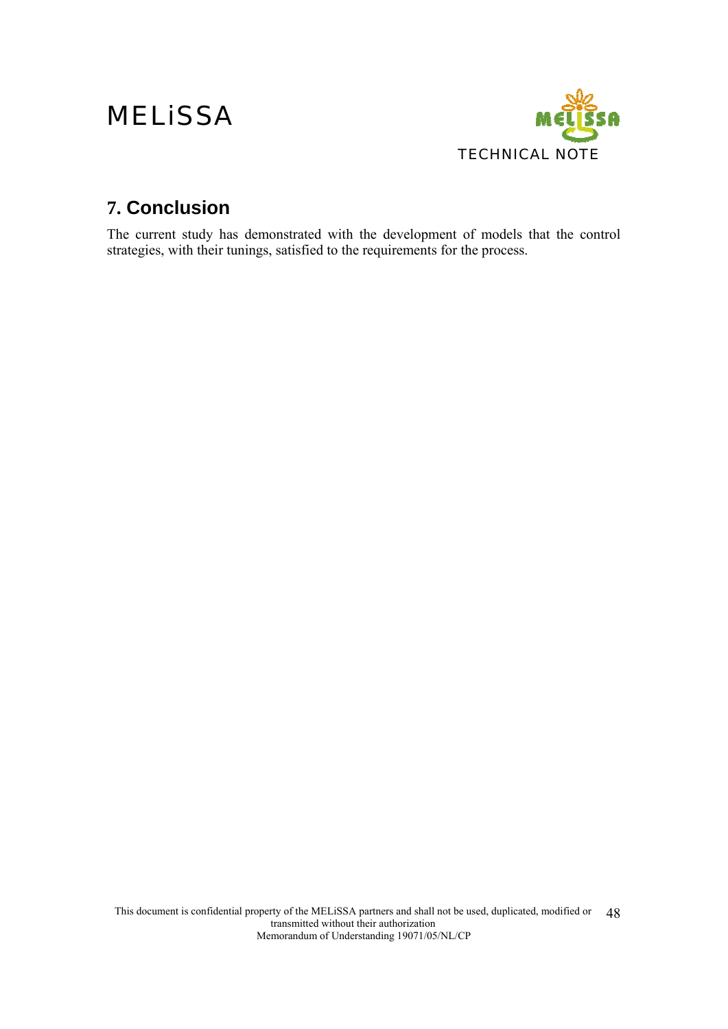## 7. Conclusion

The current study has demonstrated with the development of models that the control strategies, with their tunings, satisfied to the requirements for the process.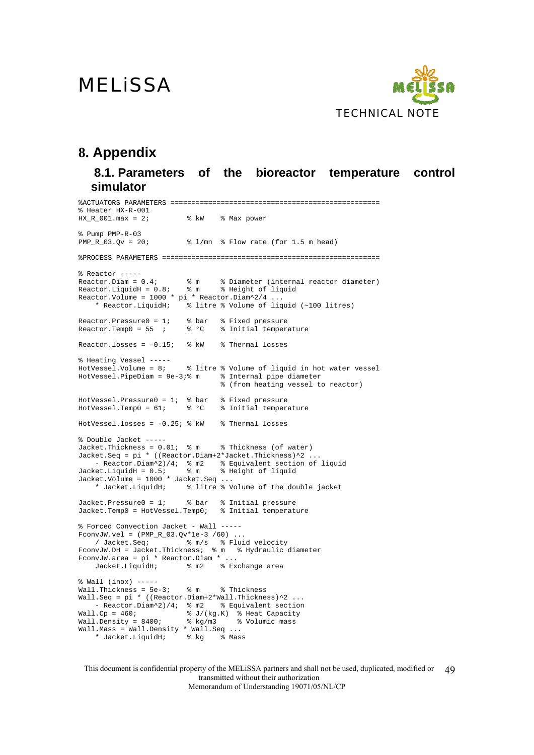# 8. Appendix

## 8.1. Parameters of the bioreactor temperature control simulator

```
%ACTUATORS PARAMETERS ==================================================
% Heater HX-R-001
HX_R_001.max = 2;          % kW    % Max power

% Pump PMP-R-03
PMP_R_03.Qv = 20;          % l/mn  % Flow rate (for 1.5 m head)

%PROCESS PARAMETERS ====================================================

% Reactor -----
Reactor.Diam = 0.4;        % m     % Diameter (internal reactor diameter)
Reactor.LiquidH = 0.8;     % m     % Height of liquid
Reactor.Volume = 1000 * pi * Reactor.Diam^2/4 ...
    * Reactor.LiquidH;     % litre % Volume of liquid (~100 litres)

Reactor.Pressure0 = 1;     % bar   % Fixed pressure
Reactor.Temp0 = 55  ;      % °C    % Initial temperature

Reactor.losses = -0.15;    % kW    % Thermal losses

% Heating Vessel -----
HotVessel.Volume = 8;      % litre % Volume of liquid in hot water vessel
HotVessel.PipeDiam = 9e-3;% m      % Internal pipe diameter
                                   % (from heating vessel to reactor)

HotVessel.Pressure0 = 1;  % bar    % Fixed pressure
HotVessel.Temp0 = 61;     % °C     % Initial temperature

HotVessel.losses = -0.25; % kW     % Thermal losses

% Double Jacket -----
Jacket.Thickness = 0.01;  % m      % Thickness (of water)
Jacket.Seq = pi * ((Reactor.Diam+2*Jacket.Thickness)^2 ...
    - Reactor.Diam^2)/4;  % m2     % Equivalent section of liquid
Jacket.LiquidH = 0.5;     % m      % Height of liquid
Jacket.Volume = 1000 * Jacket.Seq ...
    * Jacket.LiquidH;     % litre % Volume of the double jacket

Jacket.Pressure0 = 1;     % bar    % Initial pressure
Jacket.Temp0 = HotVessel.Temp0;    % Initial temperature

% Forced Convection Jacket - Wall -----
FconvJW.vel = (PMP_R_03.Qv*1e-3 /60) ...
    / Jacket.Seq;         % m/s    % Fluid velocity
FconvJW.DH = Jacket.Thickness;  % m   % Hydraulic diameter
FconvJW.area = pi * Reactor.Diam * ...
    Jacket.LiquidH;       % m2     % Exchange area

% Wall (inox) -----
Wall.Thickness = 5e-3;    % m      % Thickness
Wall.Seq = pi * ((Reactor.Diam+2*Wall.Thickness)^2 ...
    - Reactor.Diam^2)/4;  % m2     % Equivalent section
Wall.Cp = 460;            % J/(kg.K)  % Heat Capacity
Wall.Density = 8400;      % kg/m3     % Volumic mass
Wall.Mass = Wall.Density * Wall.Seq ...
    * Jacket.LiquidH;     % kg     % Mass
```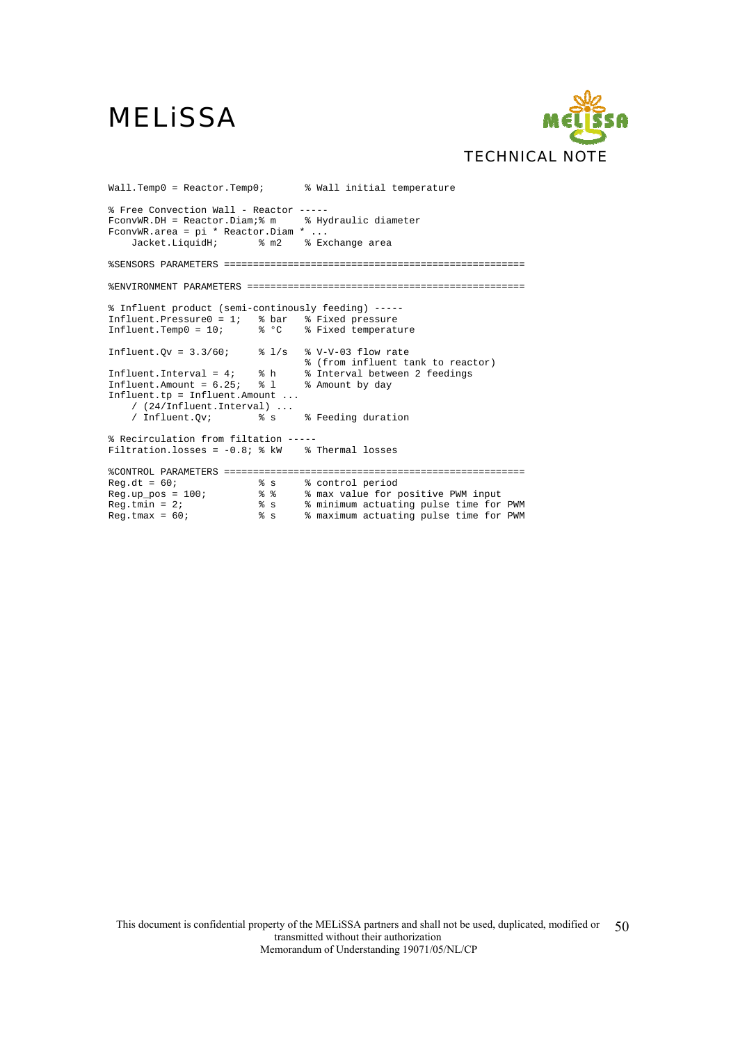```
Wall.Temp0 = Reactor.Temp0;       % Wall initial temperature

% Free Convection Wall - Reactor -----
FconvWR.DH = Reactor.Diam;% m     % Hydraulic diameter
FconvWR.area = pi * Reactor.Diam * ...
    Jacket.LiquidH;       % m2    % Exchange area

%SENSORS PARAMETERS =====================================================

%ENVIRONMENT PARAMETERS =================================================

% Influent product (semi-continously feeding) -----
Influent.Pressure0 = 1;   % bar   % Fixed pressure
Influent.Temp0 = 10;      % °C    % Fixed temperature

Influent.Qv = 3.3/60;     % l/s   % V-V-03 flow rate
                                  % (from influent tank to reactor)
Influent.Interval = 4;    % h     % Interval between 2 feedings
Influent.Amount = 6.25;   % l     % Amount by day
Influent.tp = Influent.Amount ...
    / (24/Influent.Interval) ...
    / Influent.Qv;        % s     % Feeding duration

% Recirculation from filtation -----
Filtration.losses = -0.8; % kW    % Thermal losses

%CONTROL PARAMETERS =====================================================
Reg.dt = 60;              % s     % control period
Reg.up_pos = 100;         % %     % max value for positive PWM input
Reg.tmin = 2;             % s     % minimum actuating pulse time for PWM
Reg.tmax = 60;            % s     % maximum actuating pulse time for PWM
```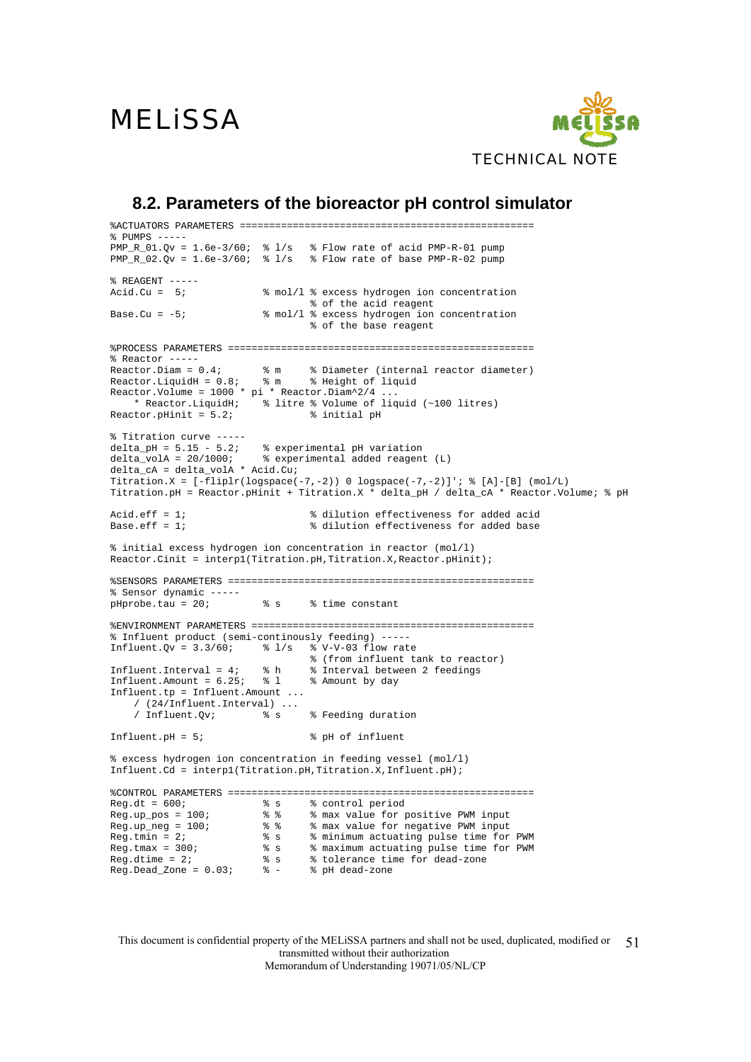## 8.2. Parameters of the bioreactor pH control simulator

```
%ACTUATORS PARAMETERS ==================================================
% PUMPS -----
PMP_R_01.Qv = 1.6e-3/60;  % l/s   % Flow rate of acid PMP-R-01 pump
PMP_R_02.Qv = 1.6e-3/60;  % l/s   % Flow rate of base PMP-R-02 pump

% REAGENT -----
Acid.Cu =  5;             % mol/l % excess hydrogen ion concentration
                                  % of the acid reagent
Base.Cu = -5;             % mol/l % excess hydrogen ion concentration
                                  % of the base reagent

%PROCESS PARAMETERS ====================================================
% Reactor -----
Reactor.Diam = 0.4;       % m     % Diameter (internal reactor diameter)
Reactor.LiquidH = 0.8;    % m     % Height of liquid
Reactor.Volume = 1000 * pi * Reactor.Diam^2/4 ...
    * Reactor.LiquidH;    % litre % Volume of liquid (~100 litres)
Reactor.pHinit = 5.2;             % initial pH

% Titration curve -----
delta_pH = 5.15 - 5.2;    % experimental pH variation
delta_volA = 20/1000;     % experimental added reagent (L)
delta_cA = delta_volA * Acid.Cu;
Titration.X = [-fliplr(logspace(-7,-2)) 0 logspace(-7,-2)]'; % [A]-[B] (mol/L)
Titration.pH = Reactor.pHinit + Titration.X * delta_pH / delta_cA * Reactor.Volume; % pH

Acid.eff = 1;                     % dilution effectiveness for added acid
Base.eff = 1;                     % dilution effectiveness for added base

% initial excess hydrogen ion concentration in reactor (mol/l)
Reactor.Cinit = interp1(Titration.pH,Titration.X,Reactor.pHinit);

%SENSORS PARAMETERS ====================================================
% Sensor dynamic -----
pHprobe.tau = 20;         % s     % time constant

%ENVIRONMENT PARAMETERS ================================================
% Influent product (semi-continously feeding) -----
Influent.Qv = 3.3/60;     % l/s   % V-V-03 flow rate
                                  % (from influent tank to reactor)
Influent.Interval = 4;    % h     % Interval between 2 feedings
Influent.Amount = 6.25;   % l     % Amount by day
Influent.tp = Influent.Amount ...
    / (24/Influent.Interval) ...
    / Influent.Qv;        % s     % Feeding duration

Influent.pH = 5;                  % pH of influent

% excess hydrogen ion concentration in feeding vessel (mol/l)
Influent.Cd = interp1(Titration.pH,Titration.X,Influent.pH);

%CONTROL PARAMETERS ====================================================
Reg.dt = 600;             % s     % control period
Reg.up_pos = 100;         % %     % max value for positive PWM input
Reg.up_neg = 100;         % %     % max value for negative PWM input
Reg.tmin = 2;             % s     % minimum actuating pulse time for PWM
Reg.tmax = 300;           % s     % maximum actuating pulse time for PWM
Reg.dtime = 2;            % s     % tolerance time for dead-zone
Reg.Dead_Zone = 0.03;     % -     % pH dead-zone
```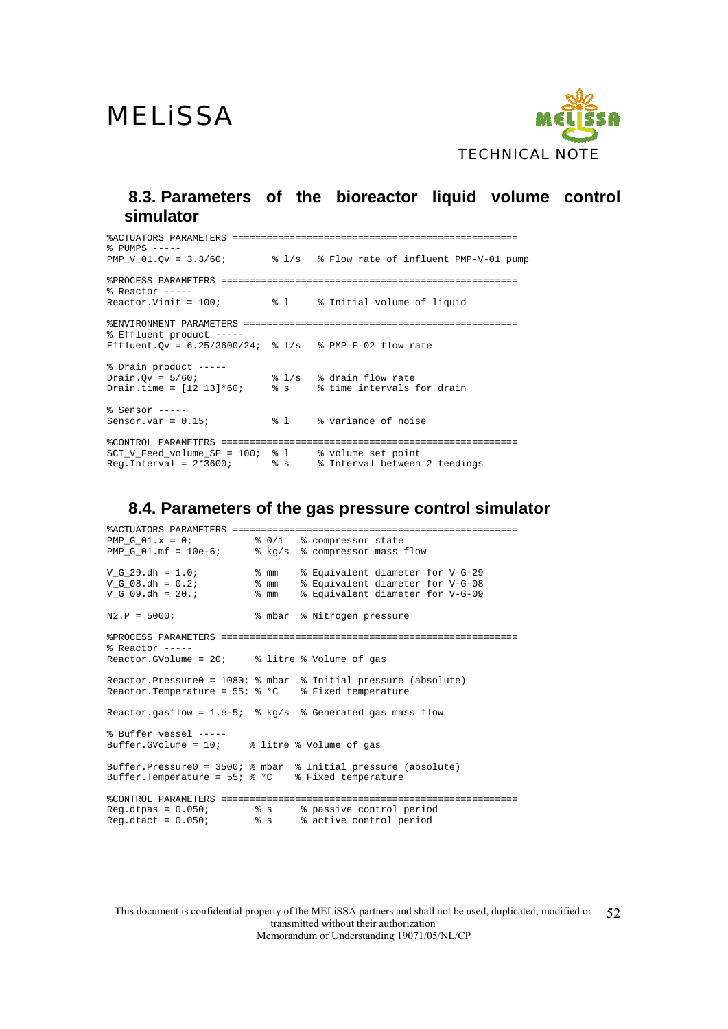## 8.3. Parameters of the bioreactor liquid volume control simulator

```
%ACTUATORS PARAMETERS ==================================================
% PUMPS -----
PMP_V_01.Qv = 3.3/60;       % l/s   % Flow rate of influent PMP-V-01 pump

%PROCESS PARAMETERS ====================================================
% Reactor -----
Reactor.Vinit = 100;        % l     % Initial volume of liquid

%ENVIRONMENT PARAMETERS ================================================
% Effluent product -----
Effluent.Qv = 6.25/3600/24; % l/s   % PMP-F-02 flow rate

% Drain product -----
Drain.Qv = 5/60;            % l/s   % drain flow rate
Drain.time = [12 13]*60;    % s     % time intervals for drain

% Sensor -----
Sensor.var = 0.15;          % l     % variance of noise

%CONTROL PARAMETERS ====================================================
SCI_V_Feed_volume_SP = 100; % l     % volume set point
Reg.Interval = 2*3600;      % s     % Interval between 2 feedings
```

## 8.4. Parameters of the gas pressure control simulator

```
%ACTUATORS PARAMETERS ==================================================
PMP_G_01.x = 0;          % 0/1   % compressor state
PMP_G_01.mf = 10e-6;     % kg/s  % compressor mass flow

V_G_29.dh = 1.0;         % mm    % Equivalent diameter for V-G-29
V_G_08.dh = 0.2;         % mm    % Equivalent diameter for V-G-08
V_G_09.dh = 20.;         % mm    % Equivalent diameter for V-G-09

N2.P = 5000;             % mbar  % Nitrogen pressure

%PROCESS PARAMETERS ====================================================
% Reactor -----
Reactor.GVolume = 20;    % litre % Volume of gas

Reactor.Pressure0 = 1080; % mbar % Initial pressure (absolute)
Reactor.Temperature = 55; % °C   % Fixed temperature

Reactor.gasflow = 1.e-5; % kg/s  % Generated gas mass flow

% Buffer vessel -----
Buffer.GVolume = 10;    % litre % Volume of gas

Buffer.Pressure0 = 3500; % mbar  % Initial pressure (absolute)
Buffer.Temperature = 55; % °C    % Fixed temperature

%CONTROL PARAMETERS ====================================================
Reg.dtpas = 0.050;       % s     % passive control period
Reg.dtact = 0.050;       % s     % active control period
```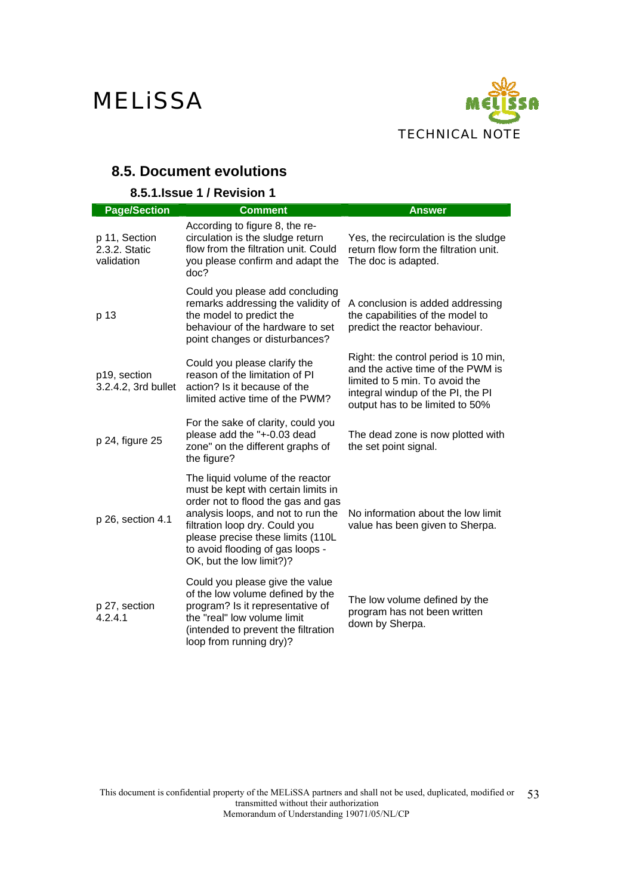## 8.5. Document evolutions

### 8.5.1. Issue 1 / Revision 1

| Page/Section | Comment | Answer |
| --- | --- | --- |
| p 11, Section 2.3.2. Static validation | According to figure 8, the re-circulation is the sludge return flow from the filtration unit. Could you please confirm and adapt the doc? | Yes, the recirculation is the sludge return flow form the filtration unit. The doc is adapted. |
| p 13 | Could you please add concluding remarks addressing the validity of the model to predict the behaviour of the hardware to set point changes or disturbances? | A conclusion is added addressing the capabilities of the model to predict the reactor behaviour. |
| p19, section 3.2.4.2, 3rd bullet | Could you please clarify the reason of the limitation of PI action? Is it because of the limited active time of the PWM? | Right: the control period is 10 min, and the active time of the PWM is limited to 5 min. To avoid the integral windup of the PI, the PI output has to be limited to 50% |
| p 24, figure 25 | For the sake of clarity, could you please add the "+-0.03 dead zone" on the different graphs of the figure? | The dead zone is now plotted with the set point signal. |
| p 26, section 4.1 | The liquid volume of the reactor must be kept with certain limits in order not to flood the gas and gas analysis loops, and not to run the filtration loop dry. Could you please precise these limits (110L to avoid flooding of gas loops - OK, but the low limit?)? | No information about the low limit value has been given to Sherpa. |
| p 27, section 4.2.4.1 | Could you please give the value of the low volume defined by the program? Is it representative of the "real" low volume limit (intended to prevent the filtration loop from running dry)? | The low volume defined by the program has not been written down by Sherpa. |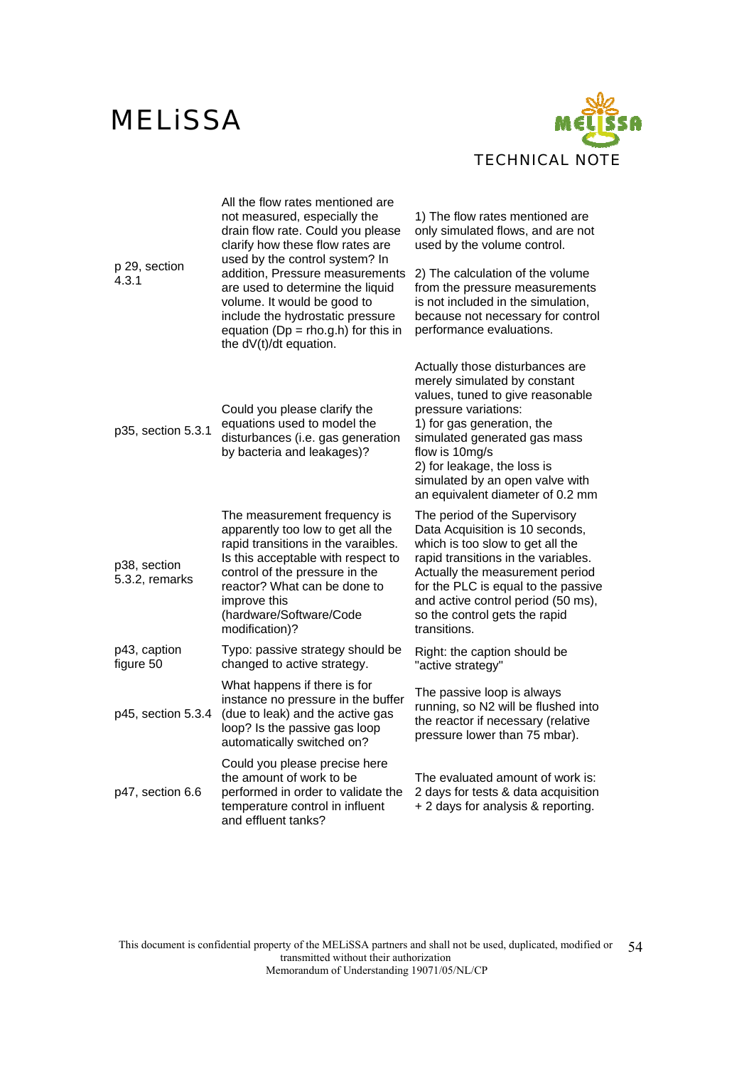| | | |
|---|---|---|
| p 29, section 4.3.1 | All the flow rates mentioned are not measured, especially the drain flow rate. Could you please clarify how these flow rates are used by the control system? In addition, Pressure measurements are used to determine the liquid volume. It would be good to include the hydrostatic pressure equation (Dp = rho.g.h) for this in the dV(t)/dt equation. | 1) The flow rates mentioned are only simulated flows, and are not used by the volume control.<br><br>2) The calculation of the volume from the pressure measurements is not included in the simulation, because not necessary for control performance evaluations. |
| p35, section 5.3.1 | Could you please clarify the equations used to model the disturbances (i.e. gas generation by bacteria and leakages)? | Actually those disturbances are merely simulated by constant values, tuned to give reasonable pressure variations:<br>1) for gas generation, the simulated generated gas mass flow is 10mg/s<br>2) for leakage, the loss is simulated by an open valve with an equivalent diameter of 0.2 mm |
| p38, section 5.3.2, remarks | The measurement frequency is apparently too low to get all the rapid transitions in the varaibles. Is this acceptable with respect to control of the pressure in the reactor? What can be done to improve this (hardware/Software/Code modification)? | The period of the Supervisory Data Acquisition is 10 seconds, which is too slow to get all the rapid transitions in the variables. Actually the measurement period for the PLC is equal to the passive and active control period (50 ms), so the control gets the rapid transitions. |
| p43, caption figure 50 | Typo: passive strategy should be changed to active strategy. | Right: the caption should be "active strategy" |
| p45, section 5.3.4 | What happens if there is for instance no pressure in the buffer (due to leak) and the active gas loop? Is the passive gas loop automatically switched on? | The passive loop is always running, so N2 will be flushed into the reactor if necessary (relative pressure lower than 75 mbar). |
| p47, section 6.6 | Could you please precise here the amount of work to be performed in order to validate the temperature control in influent and effluent tanks? | The evaluated amount of work is:<br>2 days for tests & data acquisition + 2 days for analysis & reporting. |